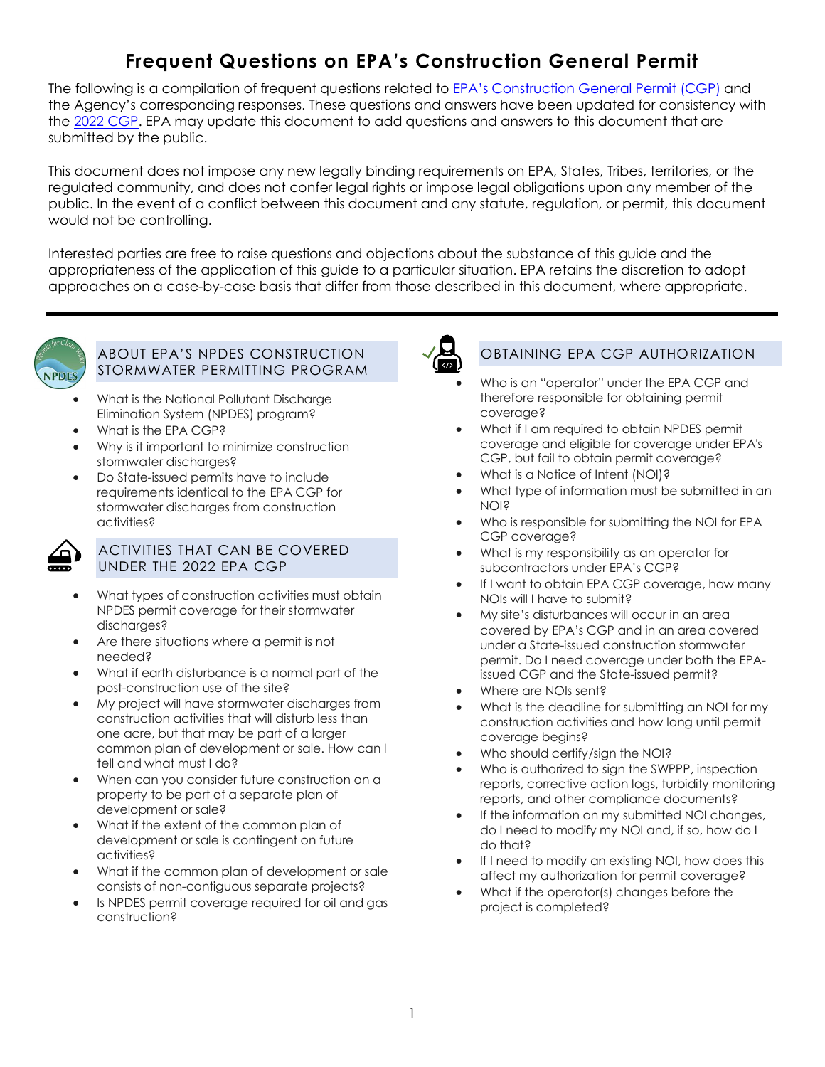# Frequent Questions on EPA's Construction General Permit

The following is a compilation of frequent questions related to [EPA's Construction General Permit (CGP)]() and the Agency's corresponding responses. These questions and answers have been updated for consistency with the [2022 CGP](). EPA may update this document to add questions and answers to this document that are submitted by the public.

This document does not impose any new legally binding requirements on EPA, States, Tribes, territories, or the regulated community, and does not confer legal rights or impose legal obligations upon any member of the public. In the event of a conflict between this document and any statute, regulation, or permit, this document would not be controlling.

Interested parties are free to raise questions and objections about the substance of this guide and the appropriateness of the application of this guide to a particular situation. EPA retains the discretion to adopt approaches on a case-by-case basis that differ from those described in this document, where appropriate.

---

## ABOUT EPA'S NPDES CONSTRUCTION STORMWATER PERMITTING PROGRAM

- What is the National Pollutant Discharge Elimination System (NPDES) program?
- What is the EPA CGP?
- Why is it important to minimize construction stormwater discharges?
- Do State-issued permits have to include requirements identical to the EPA CGP for stormwater discharges from construction activities?

## ACTIVITIES THAT CAN BE COVERED UNDER THE 2022 EPA CGP

- What types of construction activities must obtain NPDES permit coverage for their stormwater discharges?
- Are there situations where a permit is not needed?
- What if earth disturbance is a normal part of the post-construction use of the site?
- My project will have stormwater discharges from construction activities that will disturb less than one acre, but that may be part of a larger common plan of development or sale. How can I tell and what must I do?
- When can you consider future construction on a property to be part of a separate plan of development or sale?
- What if the extent of the common plan of development or sale is contingent on future activities?
- What if the common plan of development or sale consists of non-contiguous separate projects?
- Is NPDES permit coverage required for oil and gas construction?

## OBTAINING EPA CGP AUTHORIZATION

- Who is an "operator" under the EPA CGP and therefore responsible for obtaining permit coverage?
- What if I am required to obtain NPDES permit coverage and eligible for coverage under EPA's CGP, but fail to obtain permit coverage?
- What is a Notice of Intent (NOI)?
- What type of information must be submitted in an NOI?
- Who is responsible for submitting the NOI for EPA CGP coverage?
- What is my responsibility as an operator for subcontractors under EPA's CGP?
- If I want to obtain EPA CGP coverage, how many NOIs will I have to submit?
- My site's disturbances will occur in an area covered by EPA's CGP and in an area covered under a State-issued construction stormwater permit. Do I need coverage under both the EPA-issued CGP and the State-issued permit?
- Where are NOIs sent?
- What is the deadline for submitting an NOI for my construction activities and how long until permit coverage begins?
- Who should certify/sign the NOI?
- Who is authorized to sign the SWPPP, inspection reports, corrective action logs, turbidity monitoring reports, and other compliance documents?
- If the information on my submitted NOI changes, do I need to modify my NOI and, if so, how do I do that?
- If I need to modify an existing NOI, how does this affect my authorization for permit coverage?
- What if the operator(s) changes before the project is completed?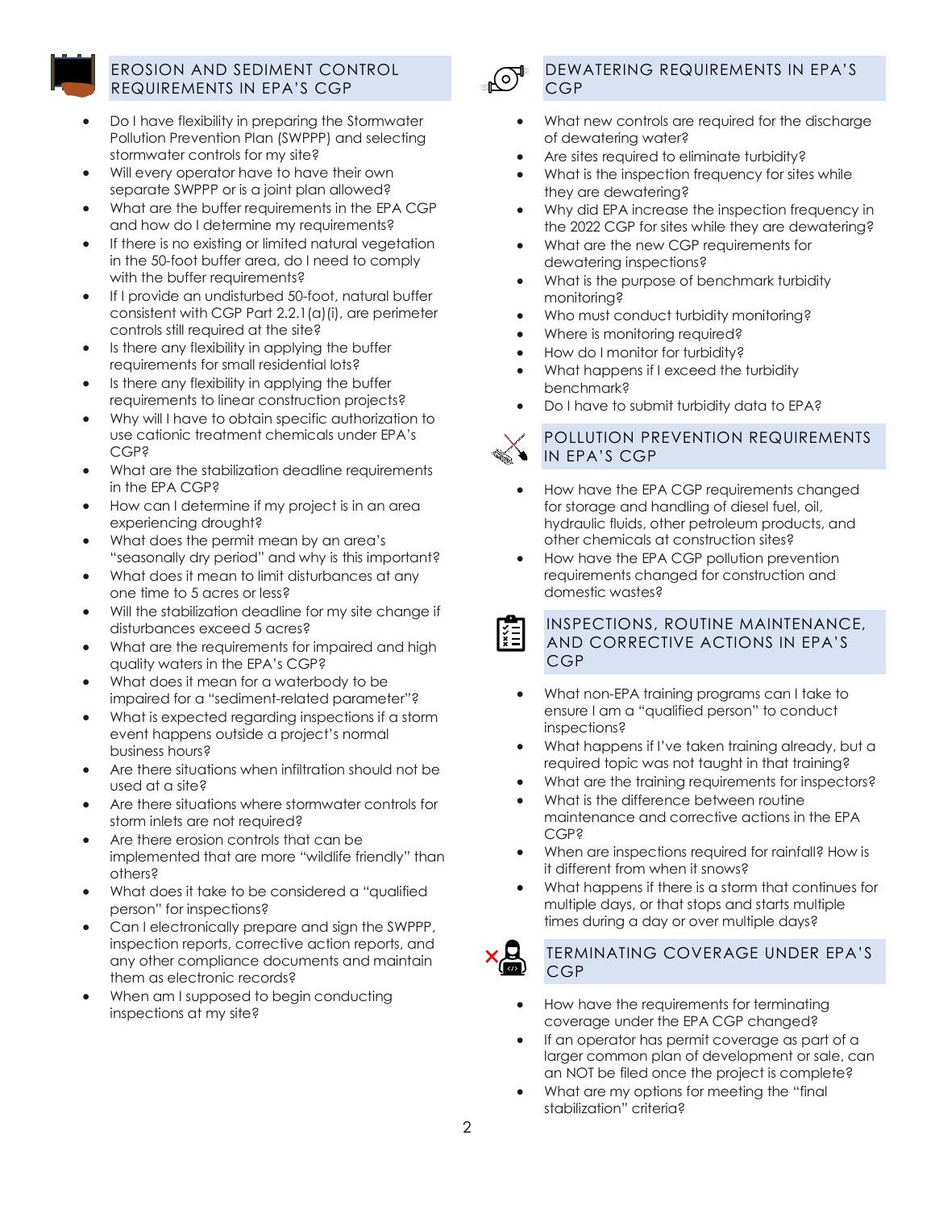## EROSION AND SEDIMENT CONTROL REQUIREMENTS IN EPA'S CGP

- Do I have flexibility in preparing the Stormwater Pollution Prevention Plan (SWPPP) and selecting stormwater controls for my site?
- Will every operator have to have their own separate SWPPP or is a joint plan allowed?
- What are the buffer requirements in the EPA CGP and how do I determine my requirements?
- If there is no existing or limited natural vegetation in the 50-foot buffer area, do I need to comply with the buffer requirements?
- If I provide an undisturbed 50-foot, natural buffer consistent with CGP Part 2.2.1(a)(i), are perimeter controls still required at the site?
- Is there any flexibility in applying the buffer requirements for small residential lots?
- Is there any flexibility in applying the buffer requirements to linear construction projects?
- Why will I have to obtain specific authorization to use cationic treatment chemicals under EPA's CGP?
- What are the stabilization deadline requirements in the EPA CGP?
- How can I determine if my project is in an area experiencing drought?
- What does the permit mean by an area's "seasonally dry period" and why is this important?
- What does it mean to limit disturbances at any one time to 5 acres or less?
- Will the stabilization deadline for my site change if disturbances exceed 5 acres?
- What are the requirements for impaired and high quality waters in the EPA's CGP?
- What does it mean for a waterbody to be impaired for a "sediment-related parameter"?
- What is expected regarding inspections if a storm event happens outside a project's normal business hours?
- Are there situations when infiltration should not be used at a site?
- Are there situations where stormwater controls for storm inlets are not required?
- Are there erosion controls that can be implemented that are more "wildlife friendly" than others?
- What does it take to be considered a "qualified person" for inspections?
- Can I electronically prepare and sign the SWPPP, inspection reports, corrective action reports, and any other compliance documents and maintain them as electronic records?
- When am I supposed to begin conducting inspections at my site?

## DEWATERING REQUIREMENTS IN EPA'S CGP

- What new controls are required for the discharge of dewatering water?
- Are sites required to eliminate turbidity?
- What is the inspection frequency for sites while they are dewatering?
- Why did EPA increase the inspection frequency in the 2022 CGP for sites while they are dewatering?
- What are the new CGP requirements for dewatering inspections?
- What is the purpose of benchmark turbidity monitoring?
- Who must conduct turbidity monitoring?
- Where is monitoring required?
- How do I monitor for turbidity?
- What happens if I exceed the turbidity benchmark?
- Do I have to submit turbidity data to EPA?

## POLLUTION PREVENTION REQUIREMENTS IN EPA'S CGP

- How have the EPA CGP requirements changed for storage and handling of diesel fuel, oil, hydraulic fluids, other petroleum products, and other chemicals at construction sites?
- How have the EPA CGP pollution prevention requirements changed for construction and domestic wastes?

## INSPECTIONS, ROUTINE MAINTENANCE, AND CORRECTIVE ACTIONS IN EPA'S CGP

- What non-EPA training programs can I take to ensure I am a "qualified person" to conduct inspections?
- What happens if I've taken training already, but a required topic was not taught in that training?
- What are the training requirements for inspectors?
- What is the difference between routine maintenance and corrective actions in the EPA CGP?
- When are inspections required for rainfall? How is it different from when it snows?
- What happens if there is a storm that continues for multiple days, or that stops and starts multiple times during a day or over multiple days?

## TERMINATING COVERAGE UNDER EPA'S CGP

- How have the requirements for terminating coverage under the EPA CGP changed?
- If an operator has permit coverage as part of a larger common plan of development or sale, can an NOT be filed once the project is complete?
- What are my options for meeting the "final stabilization" criteria?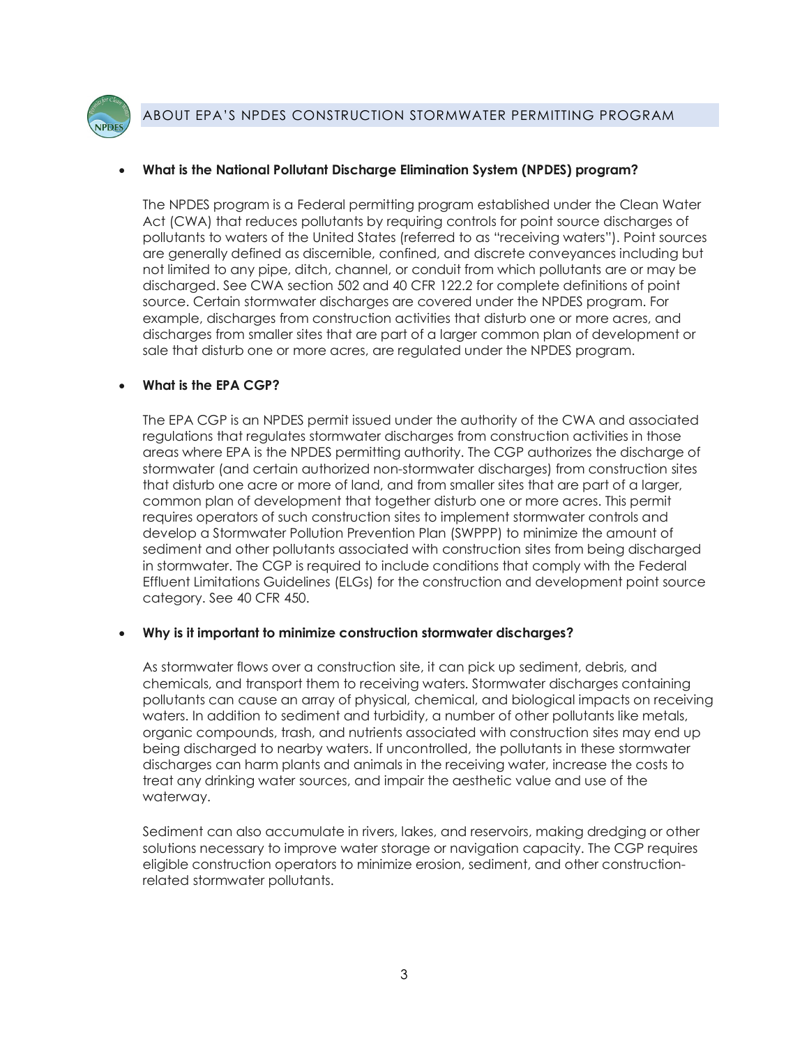## ABOUT EPA'S NPDES CONSTRUCTION STORMWATER PERMITTING PROGRAM

- **What is the National Pollutant Discharge Elimination System (NPDES) program?**

  The NPDES program is a Federal permitting program established under the Clean Water Act (CWA) that reduces pollutants by requiring controls for point source discharges of pollutants to waters of the United States (referred to as "receiving waters"). Point sources are generally defined as discernible, confined, and discrete conveyances including but not limited to any pipe, ditch, channel, or conduit from which pollutants are or may be discharged. See CWA section 502 and 40 CFR 122.2 for complete definitions of point source. Certain stormwater discharges are covered under the NPDES program. For example, discharges from construction activities that disturb one or more acres, and discharges from smaller sites that are part of a larger common plan of development or sale that disturb one or more acres, are regulated under the NPDES program.

- **What is the EPA CGP?**

  The EPA CGP is an NPDES permit issued under the authority of the CWA and associated regulations that regulates stormwater discharges from construction activities in those areas where EPA is the NPDES permitting authority. The CGP authorizes the discharge of stormwater (and certain authorized non-stormwater discharges) from construction sites that disturb one acre or more of land, and from smaller sites that are part of a larger, common plan of development that together disturb one or more acres. This permit requires operators of such construction sites to implement stormwater controls and develop a Stormwater Pollution Prevention Plan (SWPPP) to minimize the amount of sediment and other pollutants associated with construction sites from being discharged in stormwater. The CGP is required to include conditions that comply with the Federal Effluent Limitations Guidelines (ELGs) for the construction and development point source category. See 40 CFR 450.

- **Why is it important to minimize construction stormwater discharges?**

  As stormwater flows over a construction site, it can pick up sediment, debris, and chemicals, and transport them to receiving waters. Stormwater discharges containing pollutants can cause an array of physical, chemical, and biological impacts on receiving waters. In addition to sediment and turbidity, a number of other pollutants like metals, organic compounds, trash, and nutrients associated with construction sites may end up being discharged to nearby waters. If uncontrolled, the pollutants in these stormwater discharges can harm plants and animals in the receiving water, increase the costs to treat any drinking water sources, and impair the aesthetic value and use of the waterway.

  Sediment can also accumulate in rivers, lakes, and reservoirs, making dredging or other solutions necessary to improve water storage or navigation capacity. The CGP requires eligible construction operators to minimize erosion, sediment, and other construction-related stormwater pollutants.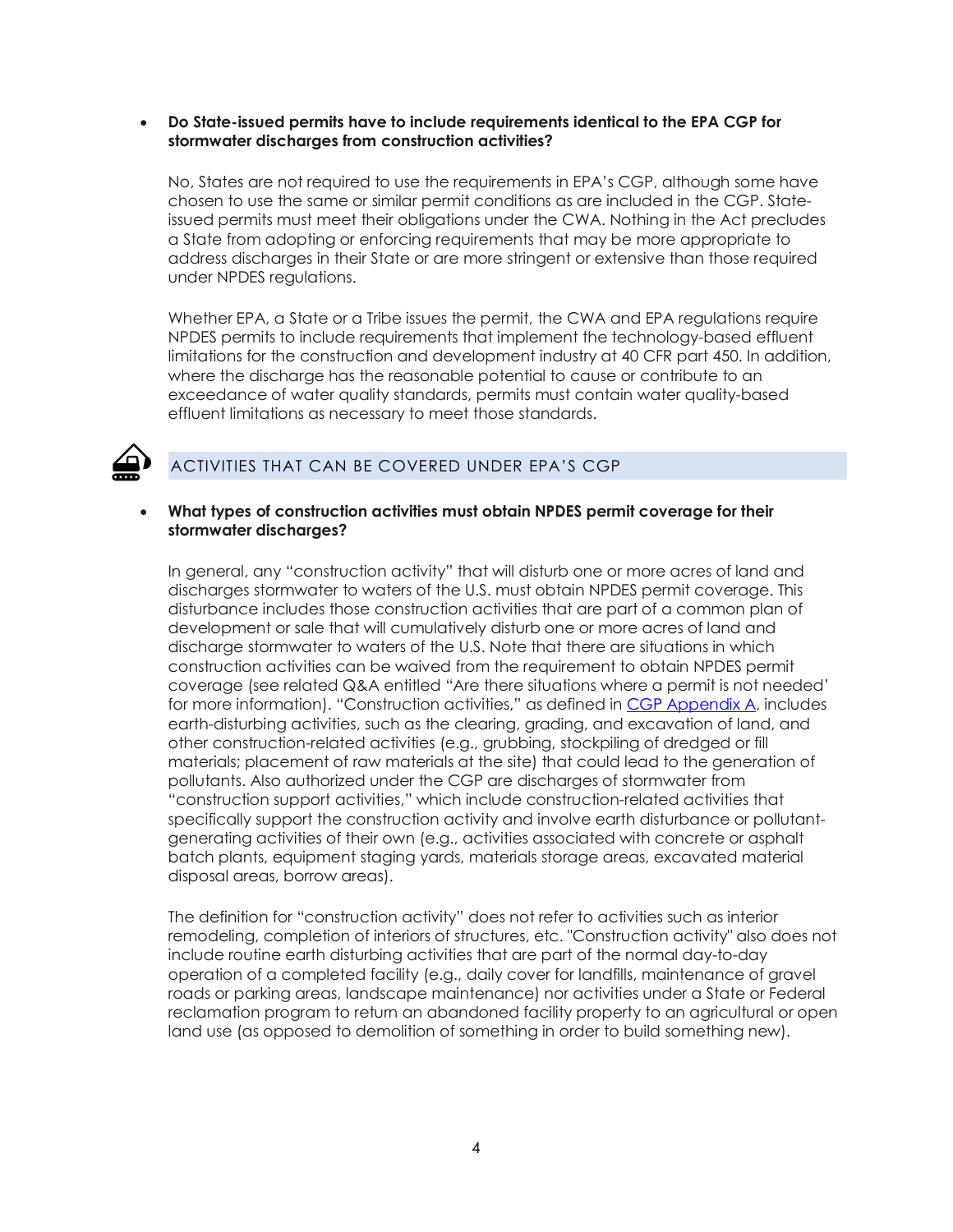- **Do State-issued permits have to include requirements identical to the EPA CGP for stormwater discharges from construction activities?**

  No, States are not required to use the requirements in EPA's CGP, although some have chosen to use the same or similar permit conditions as are included in the CGP. State-issued permits must meet their obligations under the CWA. Nothing in the Act precludes a State from adopting or enforcing requirements that may be more appropriate to address discharges in their State or are more stringent or extensive than those required under NPDES regulations.

  Whether EPA, a State or a Tribe issues the permit, the CWA and EPA regulations require NPDES permits to include requirements that implement the technology-based effluent limitations for the construction and development industry at 40 CFR part 450. In addition, where the discharge has the reasonable potential to cause or contribute to an exceedance of water quality standards, permits must contain water quality-based effluent limitations as necessary to meet those standards.

## ACTIVITIES THAT CAN BE COVERED UNDER EPA'S CGP

- **What types of construction activities must obtain NPDES permit coverage for their stormwater discharges?**

  In general, any "construction activity" that will disturb one or more acres of land and discharges stormwater to waters of the U.S. must obtain NPDES permit coverage. This disturbance includes those construction activities that are part of a common plan of development or sale that will cumulatively disturb one or more acres of land and discharge stormwater to waters of the U.S. Note that there are situations in which construction activities can be waived from the requirement to obtain NPDES permit coverage (see related Q&A entitled "Are there situations where a permit is not needed' for more information). "Construction activities," as defined in CGP Appendix A, includes earth-disturbing activities, such as the clearing, grading, and excavation of land, and other construction-related activities (e.g., grubbing, stockpiling of dredged or fill materials; placement of raw materials at the site) that could lead to the generation of pollutants. Also authorized under the CGP are discharges of stormwater from "construction support activities," which include construction-related activities that specifically support the construction activity and involve earth disturbance or pollutant-generating activities of their own (e.g., activities associated with concrete or asphalt batch plants, equipment staging yards, materials storage areas, excavated material disposal areas, borrow areas).

  The definition for "construction activity" does not refer to activities such as interior remodeling, completion of interiors of structures, etc. "Construction activity" also does not include routine earth disturbing activities that are part of the normal day-to-day operation of a completed facility (e.g., daily cover for landfills, maintenance of gravel roads or parking areas, landscape maintenance) nor activities under a State or Federal reclamation program to return an abandoned facility property to an agricultural or open land use (as opposed to demolition of something in order to build something new).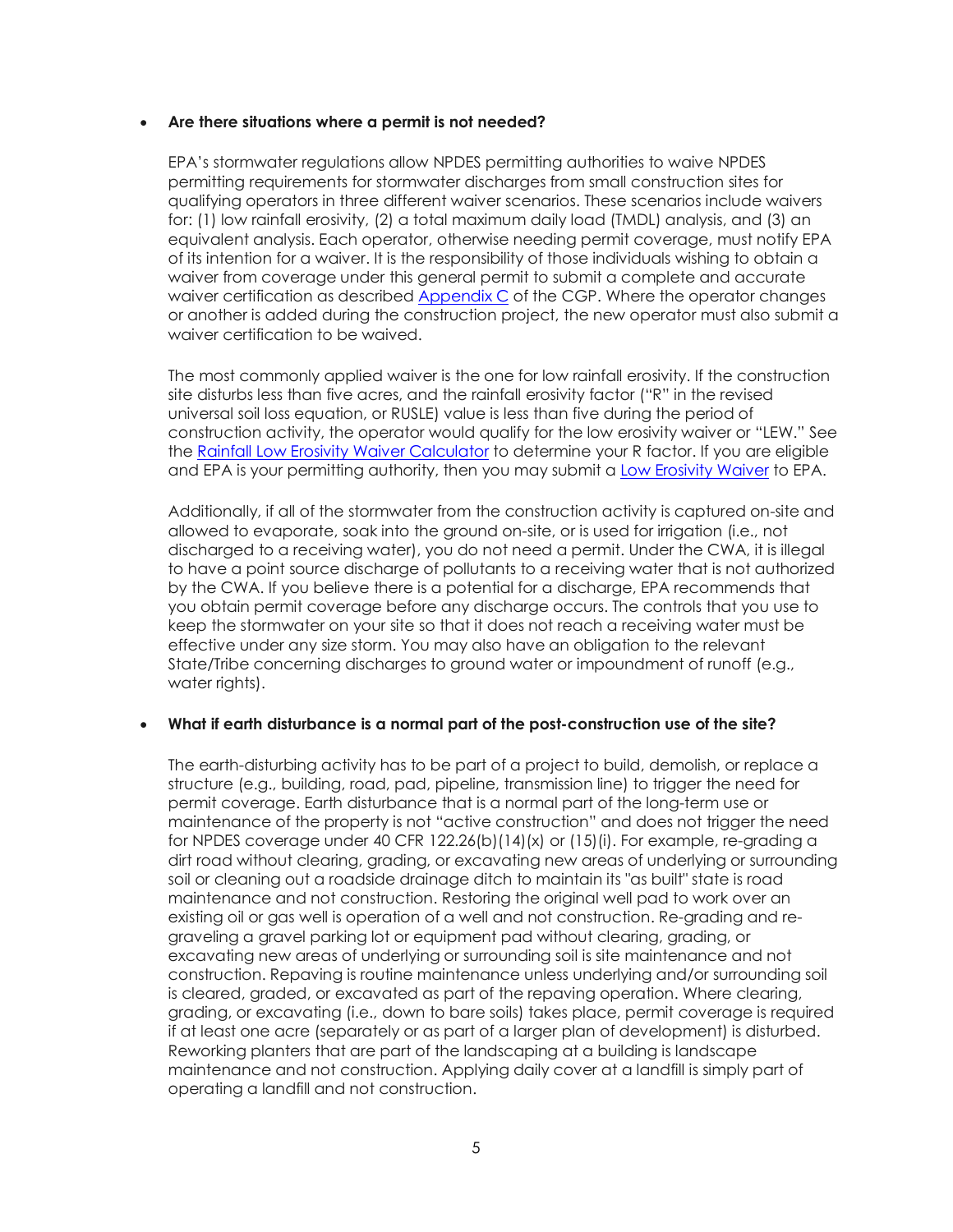- **Are there situations where a permit is not needed?**

  EPA's stormwater regulations allow NPDES permitting authorities to waive NPDES permitting requirements for stormwater discharges from small construction sites for qualifying operators in three different waiver scenarios. These scenarios include waivers for: (1) low rainfall erosivity, (2) a total maximum daily load (TMDL) analysis, and (3) an equivalent analysis. Each operator, otherwise needing permit coverage, must notify EPA of its intention for a waiver. It is the responsibility of those individuals wishing to obtain a waiver from coverage under this general permit to submit a complete and accurate waiver certification as described [Appendix C](#) of the CGP. Where the operator changes or another is added during the construction project, the new operator must also submit a waiver certification to be waived.

  The most commonly applied waiver is the one for low rainfall erosivity. If the construction site disturbs less than five acres, and the rainfall erosivity factor ("R" in the revised universal soil loss equation, or RUSLE) value is less than five during the period of construction activity, the operator would qualify for the low erosivity waiver or "LEW." See the [Rainfall Low Erosivity Waiver Calculator](#) to determine your R factor. If you are eligible and EPA is your permitting authority, then you may submit a [Low Erosivity Waiver](#) to EPA.

  Additionally, if all of the stormwater from the construction activity is captured on-site and allowed to evaporate, soak into the ground on-site, or is used for irrigation (i.e., not discharged to a receiving water), you do not need a permit. Under the CWA, it is illegal to have a point source discharge of pollutants to a receiving water that is not authorized by the CWA. If you believe there is a potential for a discharge, EPA recommends that you obtain permit coverage before any discharge occurs. The controls that you use to keep the stormwater on your site so that it does not reach a receiving water must be effective under any size storm. You may also have an obligation to the relevant State/Tribe concerning discharges to ground water or impoundment of runoff (e.g., water rights).

- **What if earth disturbance is a normal part of the post-construction use of the site?**

  The earth-disturbing activity has to be part of a project to build, demolish, or replace a structure (e.g., building, road, pad, pipeline, transmission line) to trigger the need for permit coverage. Earth disturbance that is a normal part of the long-term use or maintenance of the property is not "active construction" and does not trigger the need for NPDES coverage under 40 CFR 122.26(b)(14)(x) or (15)(i). For example, re-grading a dirt road without clearing, grading, or excavating new areas of underlying or surrounding soil or cleaning out a roadside drainage ditch to maintain its "as built" state is road maintenance and not construction. Restoring the original well pad to work over an existing oil or gas well is operation of a well and not construction. Re-grading and re-graveling a gravel parking lot or equipment pad without clearing, grading, or excavating new areas of underlying or surrounding soil is site maintenance and not construction. Repaving is routine maintenance unless underlying and/or surrounding soil is cleared, graded, or excavated as part of the repaving operation. Where clearing, grading, or excavating (i.e., down to bare soils) takes place, permit coverage is required if at least one acre (separately or as part of a larger plan of development) is disturbed. Reworking planters that are part of the landscaping at a building is landscape maintenance and not construction. Applying daily cover at a landfill is simply part of operating a landfill and not construction.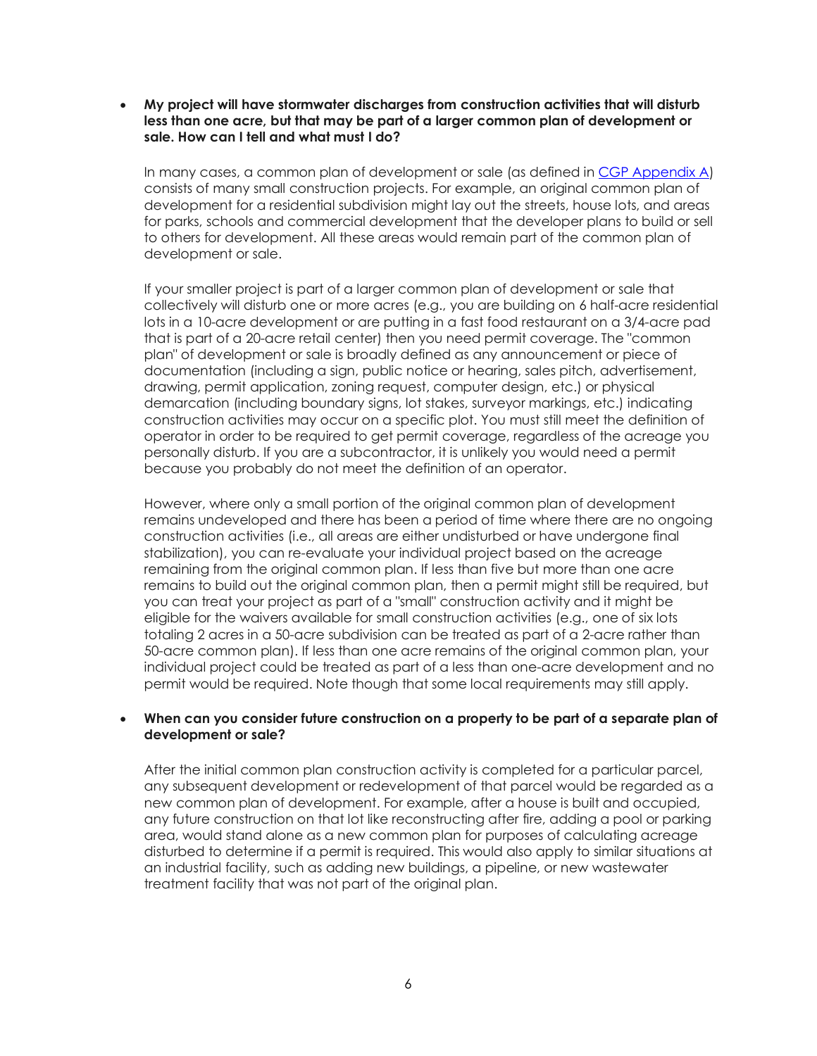- **My project will have stormwater discharges from construction activities that will disturb less than one acre, but that may be part of a larger common plan of development or sale. How can I tell and what must I do?**

  In many cases, a common plan of development or sale (as defined in [CGP Appendix A]) consists of many small construction projects. For example, an original common plan of development for a residential subdivision might lay out the streets, house lots, and areas for parks, schools and commercial development that the developer plans to build or sell to others for development. All these areas would remain part of the common plan of development or sale.

  If your smaller project is part of a larger common plan of development or sale that collectively will disturb one or more acres (e.g., you are building on 6 half-acre residential lots in a 10-acre development or are putting in a fast food restaurant on a 3/4-acre pad that is part of a 20-acre retail center) then you need permit coverage. The "common plan" of development or sale is broadly defined as any announcement or piece of documentation (including a sign, public notice or hearing, sales pitch, advertisement, drawing, permit application, zoning request, computer design, etc.) or physical demarcation (including boundary signs, lot stakes, surveyor markings, etc.) indicating construction activities may occur on a specific plot. You must still meet the definition of operator in order to be required to get permit coverage, regardless of the acreage you personally disturb. If you are a subcontractor, it is unlikely you would need a permit because you probably do not meet the definition of an operator.

  However, where only a small portion of the original common plan of development remains undeveloped and there has been a period of time where there are no ongoing construction activities (i.e., all areas are either undisturbed or have undergone final stabilization), you can re-evaluate your individual project based on the acreage remaining from the original common plan. If less than five but more than one acre remains to build out the original common plan, then a permit might still be required, but you can treat your project as part of a "small" construction activity and it might be eligible for the waivers available for small construction activities (e.g., one of six lots totaling 2 acres in a 50-acre subdivision can be treated as part of a 2-acre rather than 50-acre common plan). If less than one acre remains of the original common plan, your individual project could be treated as part of a less than one-acre development and no permit would be required. Note though that some local requirements may still apply.

- **When can you consider future construction on a property to be part of a separate plan of development or sale?**

  After the initial common plan construction activity is completed for a particular parcel, any subsequent development or redevelopment of that parcel would be regarded as a new common plan of development. For example, after a house is built and occupied, any future construction on that lot like reconstructing after fire, adding a pool or parking area, would stand alone as a new common plan for purposes of calculating acreage disturbed to determine if a permit is required. This would also apply to similar situations at an industrial facility, such as adding new buildings, a pipeline, or new wastewater treatment facility that was not part of the original plan.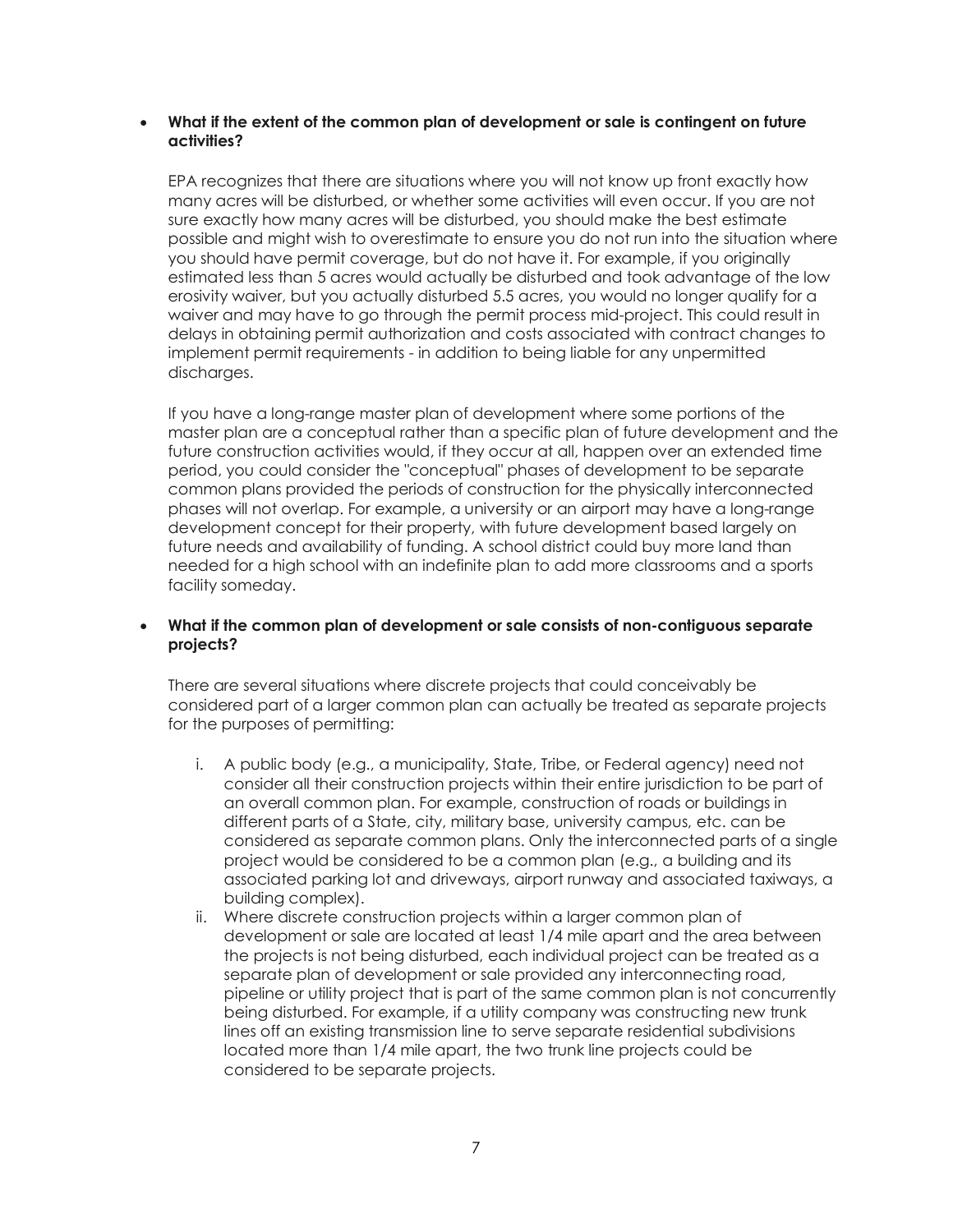- **What if the extent of the common plan of development or sale is contingent on future activities?**

  EPA recognizes that there are situations where you will not know up front exactly how many acres will be disturbed, or whether some activities will even occur. If you are not sure exactly how many acres will be disturbed, you should make the best estimate possible and might wish to overestimate to ensure you do not run into the situation where you should have permit coverage, but do not have it. For example, if you originally estimated less than 5 acres would actually be disturbed and took advantage of the low erosivity waiver, but you actually disturbed 5.5 acres, you would no longer qualify for a waiver and may have to go through the permit process mid-project. This could result in delays in obtaining permit authorization and costs associated with contract changes to implement permit requirements - in addition to being liable for any unpermitted discharges.

  If you have a long-range master plan of development where some portions of the master plan are a conceptual rather than a specific plan of future development and the future construction activities would, if they occur at all, happen over an extended time period, you could consider the "conceptual" phases of development to be separate common plans provided the periods of construction for the physically interconnected phases will not overlap. For example, a university or an airport may have a long-range development concept for their property, with future development based largely on future needs and availability of funding. A school district could buy more land than needed for a high school with an indefinite plan to add more classrooms and a sports facility someday.

- **What if the common plan of development or sale consists of non-contiguous separate projects?**

  There are several situations where discrete projects that could conceivably be considered part of a larger common plan can actually be treated as separate projects for the purposes of permitting:

  i. A public body (e.g., a municipality, State, Tribe, or Federal agency) need not consider all their construction projects within their entire jurisdiction to be part of an overall common plan. For example, construction of roads or buildings in different parts of a State, city, military base, university campus, etc. can be considered as separate common plans. Only the interconnected parts of a single project would be considered to be a common plan (e.g., a building and its associated parking lot and driveways, airport runway and associated taxiways, a building complex).

  ii. Where discrete construction projects within a larger common plan of development or sale are located at least 1/4 mile apart and the area between the projects is not being disturbed, each individual project can be treated as a separate plan of development or sale provided any interconnecting road, pipeline or utility project that is part of the same common plan is not concurrently being disturbed. For example, if a utility company was constructing new trunk lines off an existing transmission line to serve separate residential subdivisions located more than 1/4 mile apart, the two trunk line projects could be considered to be separate projects.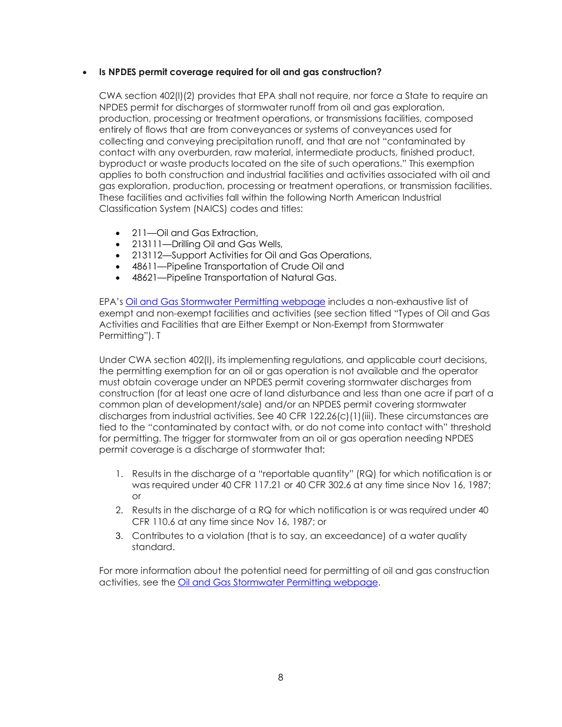- **Is NPDES permit coverage required for oil and gas construction?**

  CWA section 402(l)(2) provides that EPA shall not require, nor force a State to require an NPDES permit for discharges of stormwater runoff from oil and gas exploration, production, processing or treatment operations, or transmissions facilities, composed entirely of flows that are from conveyances or systems of conveyances used for collecting and conveying precipitation runoff, and that are not "contaminated by contact with any overburden, raw material, intermediate products, finished product, byproduct or waste products located on the site of such operations." This exemption applies to both construction and industrial facilities and activities associated with oil and gas exploration, production, processing or treatment operations, or transmission facilities. These facilities and activities fall within the following North American Industrial Classification System (NAICS) codes and titles:

  - 211—Oil and Gas Extraction,
  - 213111—Drilling Oil and Gas Wells,
  - 213112—Support Activities for Oil and Gas Operations,
  - 48611—Pipeline Transportation of Crude Oil and
  - 48621—Pipeline Transportation of Natural Gas.

  EPA's Oil and Gas Stormwater Permitting webpage includes a non-exhaustive list of exempt and non-exempt facilities and activities (see section titled "Types of Oil and Gas Activities and Facilities that are Either Exempt or Non-Exempt from Stormwater Permitting"). T

  Under CWA section 402(l), its implementing regulations, and applicable court decisions, the permitting exemption for an oil or gas operation is not available and the operator must obtain coverage under an NPDES permit covering stormwater discharges from construction (for at least one acre of land disturbance and less than one acre if part of a common plan of development/sale) and/or an NPDES permit covering stormwater discharges from industrial activities. See 40 CFR 122.26(c)(1)(iii). These circumstances are tied to the "contaminated by contact with, or do not come into contact with" threshold for permitting. The trigger for stormwater from an oil or gas operation needing NPDES permit coverage is a discharge of stormwater that:

  1. Results in the discharge of a "reportable quantity" (RQ) for which notification is or was required under 40 CFR 117.21 or 40 CFR 302.6 at any time since Nov 16, 1987; or
  2. Results in the discharge of a RQ for which notification is or was required under 40 CFR 110.6 at any time since Nov 16, 1987; or
  3. Contributes to a violation (that is to say, an exceedance) of a water quality standard.

  For more information about the potential need for permitting of oil and gas construction activities, see the Oil and Gas Stormwater Permitting webpage.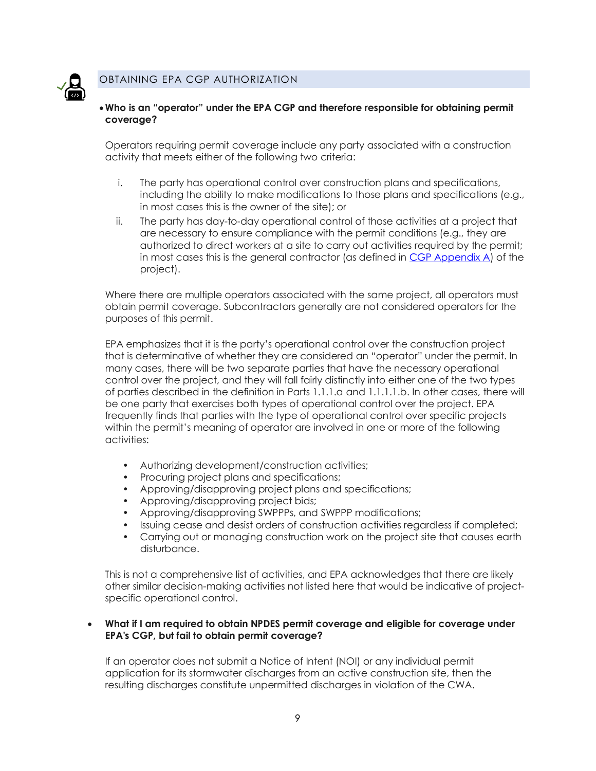## OBTAINING EPA CGP AUTHORIZATION

- **Who is an "operator" under the EPA CGP and therefore responsible for obtaining permit coverage?**

  Operators requiring permit coverage include any party associated with a construction activity that meets either of the following two criteria:

  i. The party has operational control over construction plans and specifications, including the ability to make modifications to those plans and specifications (e.g., in most cases this is the owner of the site); or

  ii. The party has day-to-day operational control of those activities at a project that are necessary to ensure compliance with the permit conditions (e.g., they are authorized to direct workers at a site to carry out activities required by the permit; in most cases this is the general contractor (as defined in [CGP Appendix A]) of the project).

  Where there are multiple operators associated with the same project, all operators must obtain permit coverage. Subcontractors generally are not considered operators for the purposes of this permit.

  EPA emphasizes that it is the party's operational control over the construction project that is determinative of whether they are considered an "operator" under the permit. In many cases, there will be two separate parties that have the necessary operational control over the project, and they will fall fairly distinctly into either one of the two types of parties described in the definition in Parts 1.1.1.a and 1.1.1.1.b. In other cases, there will be one party that exercises both types of operational control over the project. EPA frequently finds that parties with the type of operational control over specific projects within the permit's meaning of operator are involved in one or more of the following activities:

  - Authorizing development/construction activities;
  - Procuring project plans and specifications;
  - Approving/disapproving project plans and specifications;
  - Approving/disapproving project bids;
  - Approving/disapproving SWPPPs, and SWPPP modifications;
  - Issuing cease and desist orders of construction activities regardless if completed;
  - Carrying out or managing construction work on the project site that causes earth disturbance.

  This is not a comprehensive list of activities, and EPA acknowledges that there are likely other similar decision-making activities not listed here that would be indicative of project-specific operational control.

- **What if I am required to obtain NPDES permit coverage and eligible for coverage under EPA's CGP, but fail to obtain permit coverage?**

  If an operator does not submit a Notice of Intent (NOI) or any individual permit application for its stormwater discharges from an active construction site, then the resulting discharges constitute unpermitted discharges in violation of the CWA.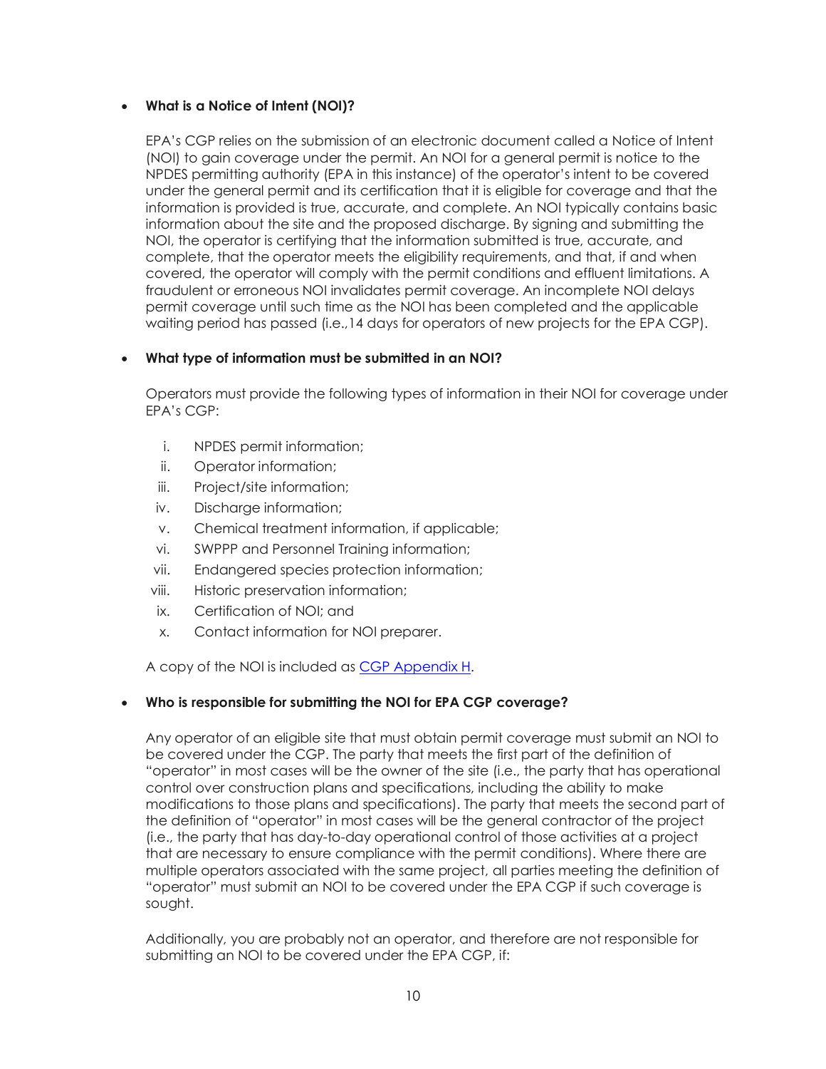- **What is a Notice of Intent (NOI)?**

  EPA's CGP relies on the submission of an electronic document called a Notice of Intent (NOI) to gain coverage under the permit. An NOI for a general permit is notice to the NPDES permitting authority (EPA in this instance) of the operator's intent to be covered under the general permit and its certification that it is eligible for coverage and that the information is provided is true, accurate, and complete. An NOI typically contains basic information about the site and the proposed discharge. By signing and submitting the NOI, the operator is certifying that the information submitted is true, accurate, and complete, that the operator meets the eligibility requirements, and that, if and when covered, the operator will comply with the permit conditions and effluent limitations. A fraudulent or erroneous NOI invalidates permit coverage. An incomplete NOI delays permit coverage until such time as the NOI has been completed and the applicable waiting period has passed (i.e.,14 days for operators of new projects for the EPA CGP).

- **What type of information must be submitted in an NOI?**

  Operators must provide the following types of information in their NOI for coverage under EPA's CGP:

  i. NPDES permit information;
  ii. Operator information;
  iii. Project/site information;
  iv. Discharge information;
  v. Chemical treatment information, if applicable;
  vi. SWPPP and Personnel Training information;
  vii. Endangered species protection information;
  viii. Historic preservation information;
  ix. Certification of NOI; and
  x. Contact information for NOI preparer.

  A copy of the NOI is included as CGP Appendix H.

- **Who is responsible for submitting the NOI for EPA CGP coverage?**

  Any operator of an eligible site that must obtain permit coverage must submit an NOI to be covered under the CGP. The party that meets the first part of the definition of "operator" in most cases will be the owner of the site (i.e., the party that has operational control over construction plans and specifications, including the ability to make modifications to those plans and specifications). The party that meets the second part of the definition of "operator" in most cases will be the general contractor of the project (i.e., the party that has day-to-day operational control of those activities at a project that are necessary to ensure compliance with the permit conditions). Where there are multiple operators associated with the same project, all parties meeting the definition of "operator" must submit an NOI to be covered under the EPA CGP if such coverage is sought.

  Additionally, you are probably not an operator, and therefore are not responsible for submitting an NOI to be covered under the EPA CGP, if: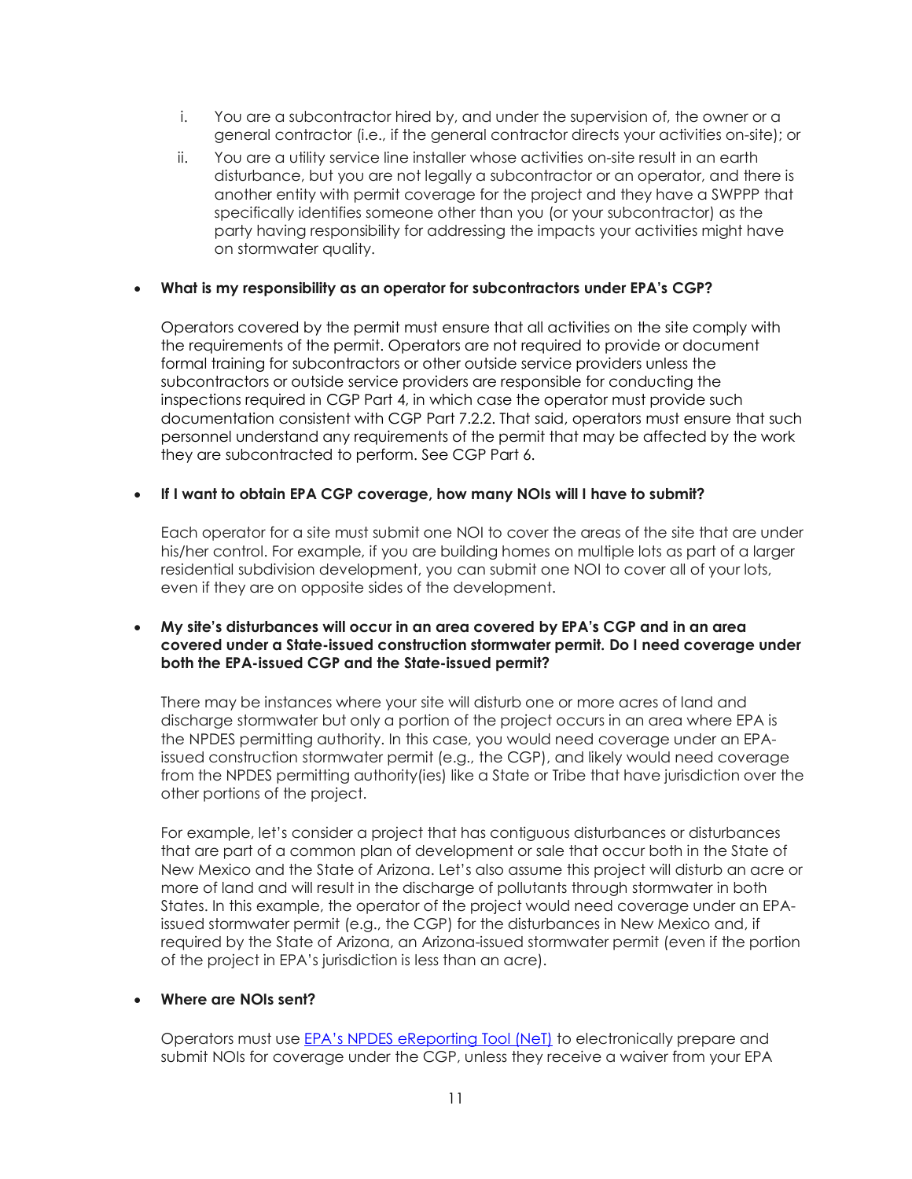i. You are a subcontractor hired by, and under the supervision of, the owner or a general contractor (i.e., if the general contractor directs your activities on-site); or

ii. You are a utility service line installer whose activities on-site result in an earth disturbance, but you are not legally a subcontractor or an operator, and there is another entity with permit coverage for the project and they have a SWPPP that specifically identifies someone other than you (or your subcontractor) as the party having responsibility for addressing the impacts your activities might have on stormwater quality.

- **What is my responsibility as an operator for subcontractors under EPA's CGP?**

  Operators covered by the permit must ensure that all activities on the site comply with the requirements of the permit. Operators are not required to provide or document formal training for subcontractors or other outside service providers unless the subcontractors or outside service providers are responsible for conducting the inspections required in CGP Part 4, in which case the operator must provide such documentation consistent with CGP Part 7.2.2. That said, operators must ensure that such personnel understand any requirements of the permit that may be affected by the work they are subcontracted to perform. See CGP Part 6.

- **If I want to obtain EPA CGP coverage, how many NOIs will I have to submit?**

  Each operator for a site must submit one NOI to cover the areas of the site that are under his/her control. For example, if you are building homes on multiple lots as part of a larger residential subdivision development, you can submit one NOI to cover all of your lots, even if they are on opposite sides of the development.

- **My site's disturbances will occur in an area covered by EPA's CGP and in an area covered under a State-issued construction stormwater permit. Do I need coverage under both the EPA-issued CGP and the State-issued permit?**

  There may be instances where your site will disturb one or more acres of land and discharge stormwater but only a portion of the project occurs in an area where EPA is the NPDES permitting authority. In this case, you would need coverage under an EPA-issued construction stormwater permit (e.g., the CGP), and likely would need coverage from the NPDES permitting authority(ies) like a State or Tribe that have jurisdiction over the other portions of the project.

  For example, let's consider a project that has contiguous disturbances or disturbances that are part of a common plan of development or sale that occur both in the State of New Mexico and the State of Arizona. Let's also assume this project will disturb an acre or more of land and will result in the discharge of pollutants through stormwater in both States. In this example, the operator of the project would need coverage under an EPA-issued stormwater permit (e.g., the CGP) for the disturbances in New Mexico and, if required by the State of Arizona, an Arizona-issued stormwater permit (even if the portion of the project in EPA's jurisdiction is less than an acre).

- **Where are NOIs sent?**

  Operators must use [EPA's NPDES eReporting Tool (NeT)](#) to electronically prepare and submit NOIs for coverage under the CGP, unless they receive a waiver from your EPA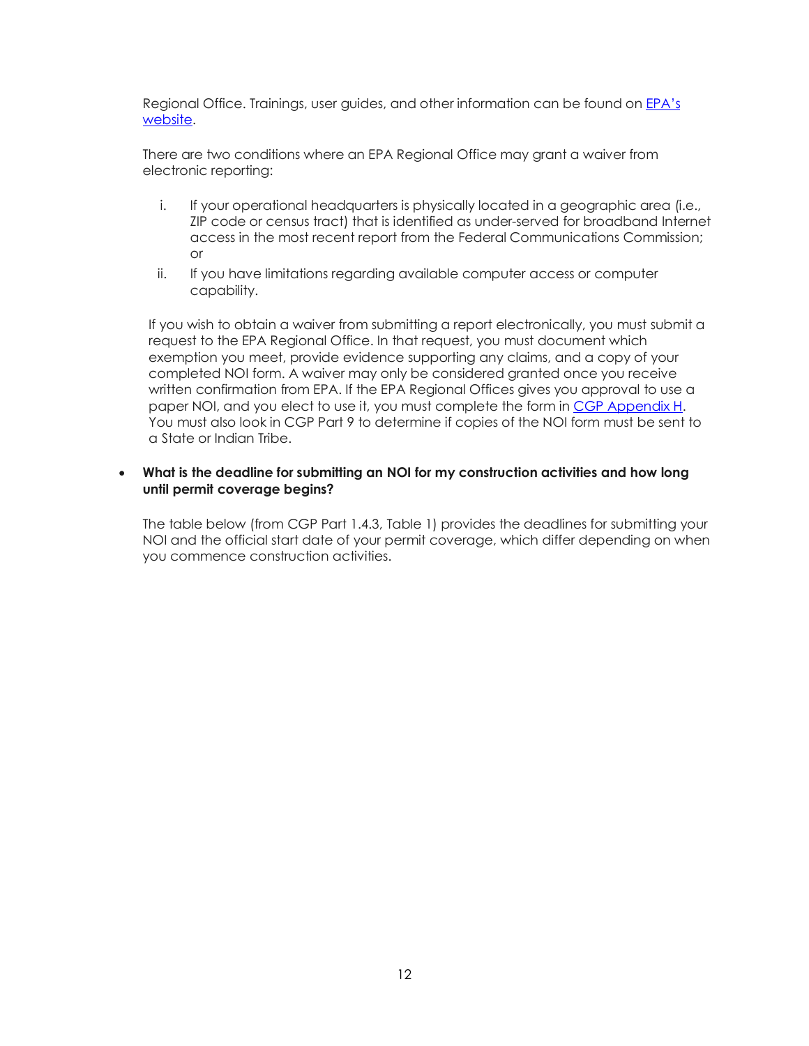Regional Office. Trainings, user guides, and other information can be found on [EPA's website](#).

There are two conditions where an EPA Regional Office may grant a waiver from electronic reporting:

i. If your operational headquarters is physically located in a geographic area (i.e., ZIP code or census tract) that is identified as under-served for broadband Internet access in the most recent report from the Federal Communications Commission; or

ii. If you have limitations regarding available computer access or computer capability.

If you wish to obtain a waiver from submitting a report electronically, you must submit a request to the EPA Regional Office. In that request, you must document which exemption you meet, provide evidence supporting any claims, and a copy of your completed NOI form. A waiver may only be considered granted once you receive written confirmation from EPA. If the EPA Regional Offices gives you approval to use a paper NOI, and you elect to use it, you must complete the form in [CGP Appendix H](#). You must also look in CGP Part 9 to determine if copies of the NOI form must be sent to a State or Indian Tribe.

- **What is the deadline for submitting an NOI for my construction activities and how long until permit coverage begins?**

  The table below (from CGP Part 1.4.3, Table 1) provides the deadlines for submitting your NOI and the official start date of your permit coverage, which differ depending on when you commence construction activities.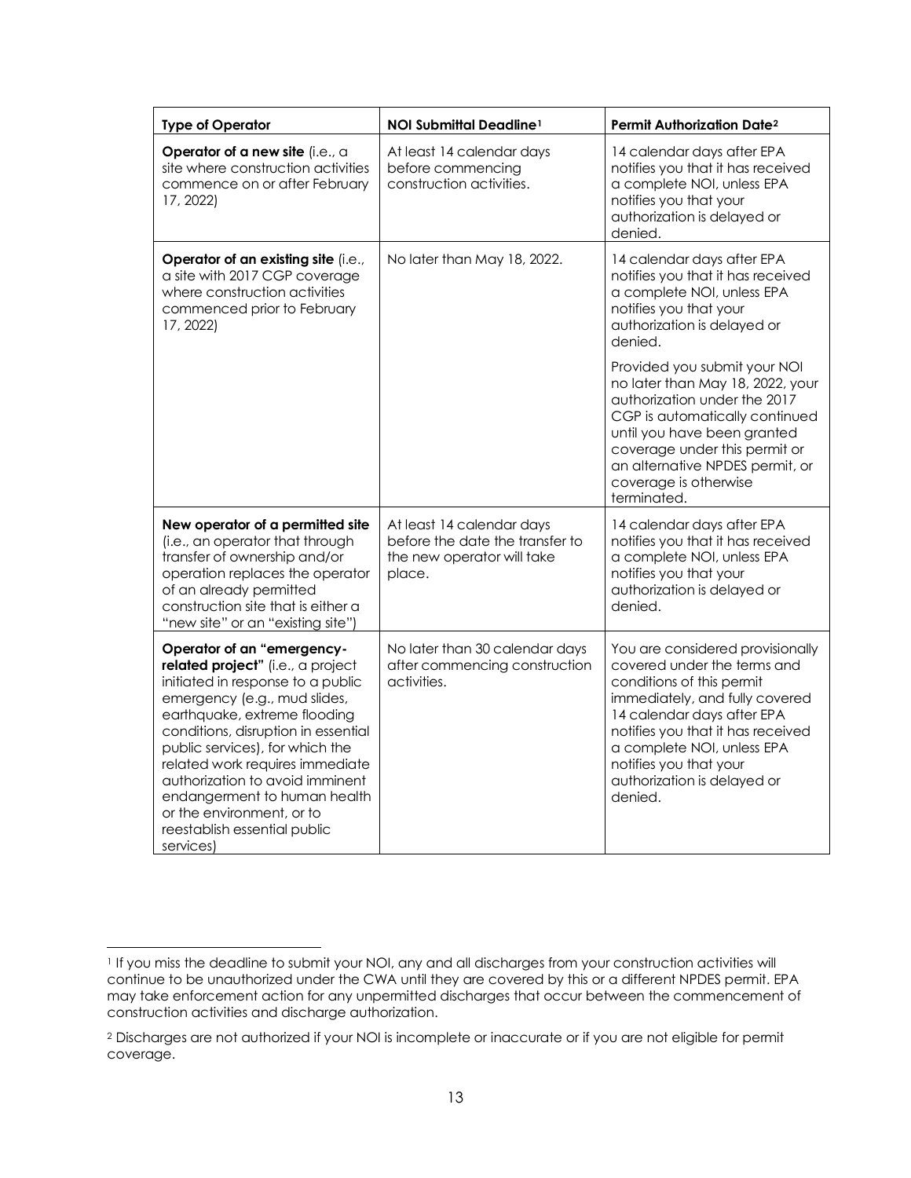| Type of Operator | NOI Submittal Deadline[1] | Permit Authorization Date[2] |
|---|---|---|
| **Operator of a new site** (i.e., a site where construction activities commence on or after February 17, 2022) | At least 14 calendar days before commencing construction activities. | 14 calendar days after EPA notifies you that it has received a complete NOI, unless EPA notifies you that your authorization is delayed or denied. |
| **Operator of an existing site** (i.e., a site with 2017 CGP coverage where construction activities commenced prior to February 17, 2022) | No later than May 18, 2022. | 14 calendar days after EPA notifies you that it has received a complete NOI, unless EPA notifies you that your authorization is delayed or denied.<br><br>Provided you submit your NOI no later than May 18, 2022, your authorization under the 2017 CGP is automatically continued until you have been granted coverage under this permit or an alternative NPDES permit, or coverage is otherwise terminated. |
| **New operator of a permitted site** (i.e., an operator that through transfer of ownership and/or operation replaces the operator of an already permitted construction site that is either a "new site" or an "existing site") | At least 14 calendar days before the date the transfer to the new operator will take place. | 14 calendar days after EPA notifies you that it has received a complete NOI, unless EPA notifies you that your authorization is delayed or denied. |
| **Operator of an "emergency-related project"** (i.e., a project initiated in response to a public emergency (e.g., mud slides, earthquake, extreme flooding conditions, disruption in essential public services), for which the related work requires immediate authorization to avoid imminent endangerment to human health or the environment, or to reestablish essential public services) | No later than 30 calendar days after commencing construction activities. | You are considered provisionally covered under the terms and conditions of this permit immediately, and fully covered 14 calendar days after EPA notifies you that it has received a complete NOI, unless EPA notifies you that your authorization is delayed or denied. |

[1] If you miss the deadline to submit your NOI, any and all discharges from your construction activities will continue to be unauthorized under the CWA until they are covered by this or a different NPDES permit. EPA may take enforcement action for any unpermitted discharges that occur between the commencement of construction activities and discharge authorization.

[2] Discharges are not authorized if your NOI is incomplete or inaccurate or if you are not eligible for permit coverage.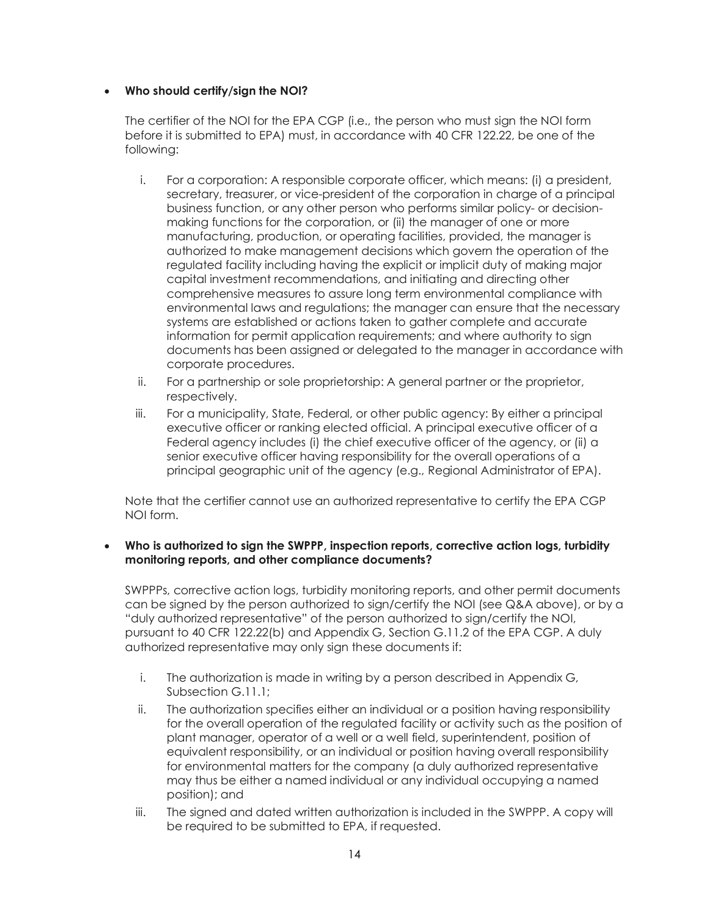- **Who should certify/sign the NOI?**

  The certifier of the NOI for the EPA CGP (i.e., the person who must sign the NOI form before it is submitted to EPA) must, in accordance with 40 CFR 122.22, be one of the following:

  i. For a corporation: A responsible corporate officer, which means: (i) a president, secretary, treasurer, or vice-president of the corporation in charge of a principal business function, or any other person who performs similar policy- or decision-making functions for the corporation, or (ii) the manager of one or more manufacturing, production, or operating facilities, provided, the manager is authorized to make management decisions which govern the operation of the regulated facility including having the explicit or implicit duty of making major capital investment recommendations, and initiating and directing other comprehensive measures to assure long term environmental compliance with environmental laws and regulations; the manager can ensure that the necessary systems are established or actions taken to gather complete and accurate information for permit application requirements; and where authority to sign documents has been assigned or delegated to the manager in accordance with corporate procedures.

  ii. For a partnership or sole proprietorship: A general partner or the proprietor, respectively.

  iii. For a municipality, State, Federal, or other public agency: By either a principal executive officer or ranking elected official. A principal executive officer of a Federal agency includes (i) the chief executive officer of the agency, or (ii) a senior executive officer having responsibility for the overall operations of a principal geographic unit of the agency (e.g., Regional Administrator of EPA).

  Note that the certifier cannot use an authorized representative to certify the EPA CGP NOI form.

- **Who is authorized to sign the SWPPP, inspection reports, corrective action logs, turbidity monitoring reports, and other compliance documents?**

  SWPPPs, corrective action logs, turbidity monitoring reports, and other permit documents can be signed by the person authorized to sign/certify the NOI (see Q&A above), or by a "duly authorized representative" of the person authorized to sign/certify the NOI, pursuant to 40 CFR 122.22(b) and Appendix G, Section G.11.2 of the EPA CGP. A duly authorized representative may only sign these documents if:

  i. The authorization is made in writing by a person described in Appendix G, Subsection G.11.1;

  ii. The authorization specifies either an individual or a position having responsibility for the overall operation of the regulated facility or activity such as the position of plant manager, operator of a well or a well field, superintendent, position of equivalent responsibility, or an individual or position having overall responsibility for environmental matters for the company (a duly authorized representative may thus be either a named individual or any individual occupying a named position); and

  iii. The signed and dated written authorization is included in the SWPPP. A copy will be required to be submitted to EPA, if requested.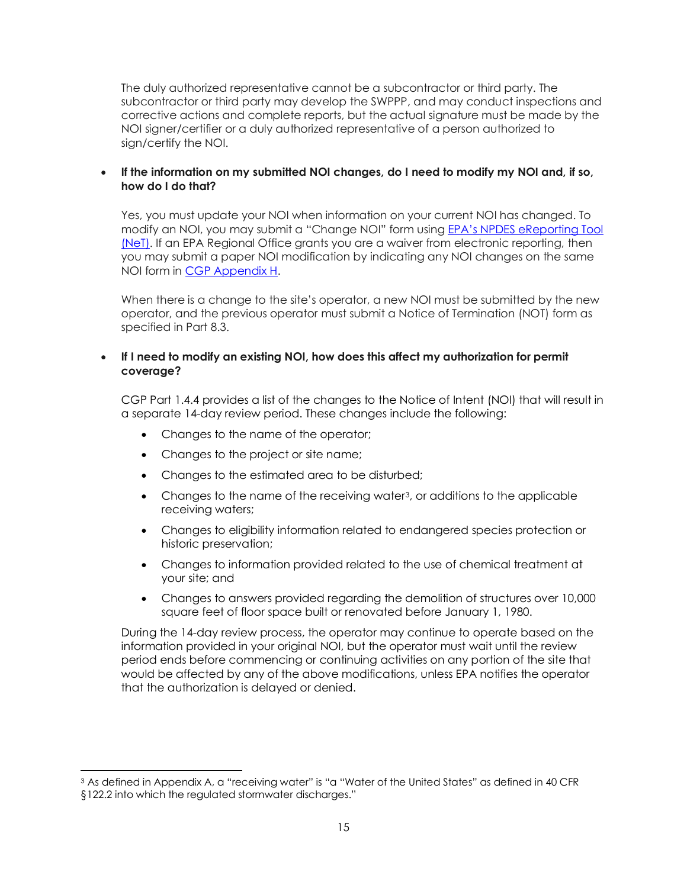The duly authorized representative cannot be a subcontractor or third party. The subcontractor or third party may develop the SWPPP, and may conduct inspections and corrective actions and complete reports, but the actual signature must be made by the NOI signer/certifier or a duly authorized representative of a person authorized to sign/certify the NOI.

- **If the information on my submitted NOI changes, do I need to modify my NOI and, if so, how do I do that?**

  Yes, you must update your NOI when information on your current NOI has changed. To modify an NOI, you may submit a "Change NOI" form using [EPA's NPDES eReporting Tool (NeT)](). If an EPA Regional Office grants you are a waiver from electronic reporting, then you may submit a paper NOI modification by indicating any NOI changes on the same NOI form in [CGP Appendix H]().

  When there is a change to the site's operator, a new NOI must be submitted by the new operator, and the previous operator must submit a Notice of Termination (NOT) form as specified in Part 8.3.

- **If I need to modify an existing NOI, how does this affect my authorization for permit coverage?**

  CGP Part 1.4.4 provides a list of the changes to the Notice of Intent (NOI) that will result in a separate 14-day review period. These changes include the following:

  - Changes to the name of the operator;
  - Changes to the project or site name;
  - Changes to the estimated area to be disturbed;
  - Changes to the name of the receiving water[3], or additions to the applicable receiving waters;
  - Changes to eligibility information related to endangered species protection or historic preservation;
  - Changes to information provided related to the use of chemical treatment at your site; and
  - Changes to answers provided regarding the demolition of structures over 10,000 square feet of floor space built or renovated before January 1, 1980.

  During the 14-day review process, the operator may continue to operate based on the information provided in your original NOI, but the operator must wait until the review period ends before commencing or continuing activities on any portion of the site that would be affected by any of the above modifications, unless EPA notifies the operator that the authorization is delayed or denied.

[3] As defined in Appendix A, a "receiving water" is "a "Water of the United States" as defined in 40 CFR §122.2 into which the regulated stormwater discharges."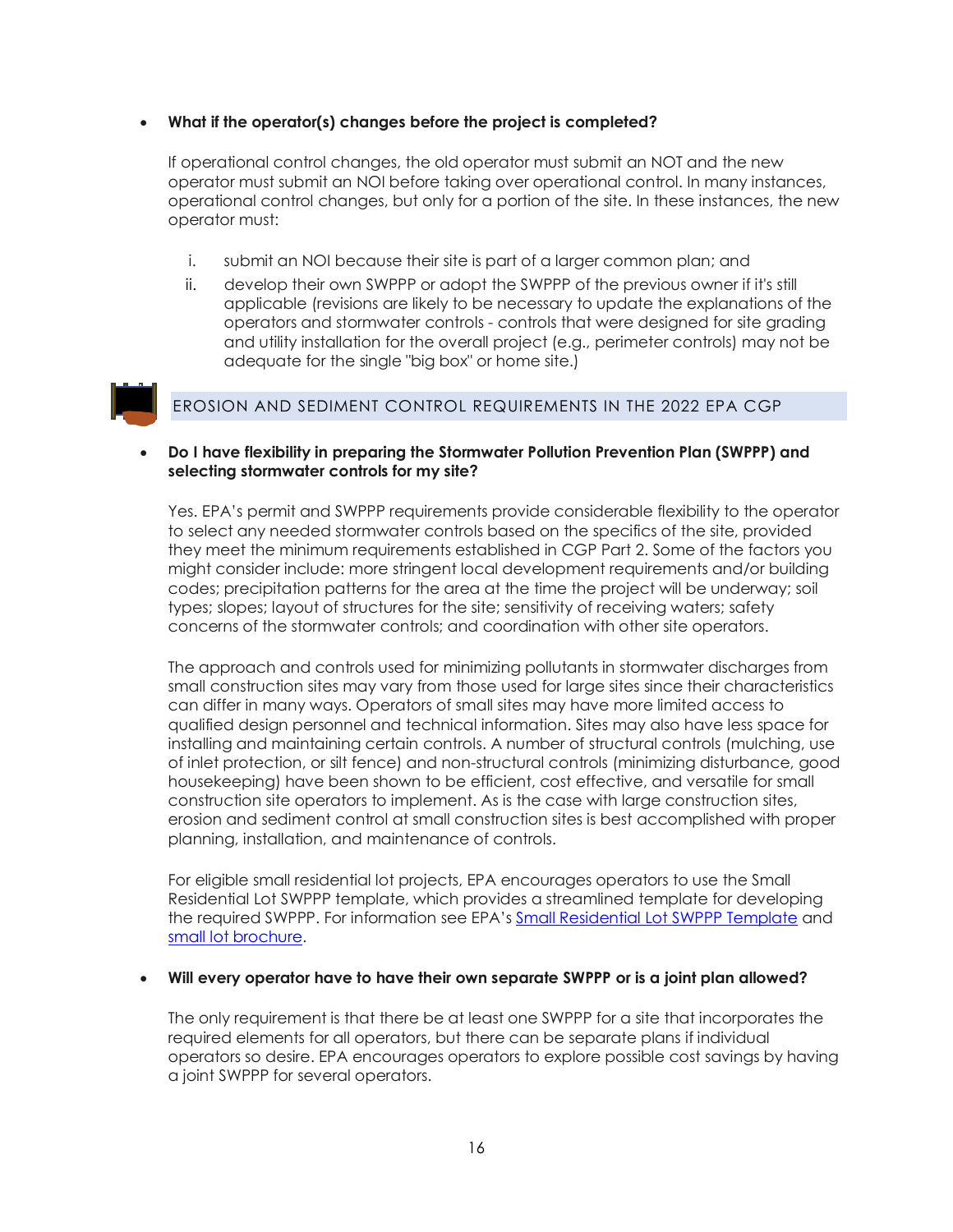- **What if the operator(s) changes before the project is completed?**

  If operational control changes, the old operator must submit an NOT and the new operator must submit an NOI before taking over operational control. In many instances, operational control changes, but only for a portion of the site. In these instances, the new operator must:

  i. submit an NOI because their site is part of a larger common plan; and
  ii. develop their own SWPPP or adopt the SWPPP of the previous owner if it's still applicable (revisions are likely to be necessary to update the explanations of the operators and stormwater controls - controls that were designed for site grading and utility installation for the overall project (e.g., perimeter controls) may not be adequate for the single "big box" or home site.)

## EROSION AND SEDIMENT CONTROL REQUIREMENTS IN THE 2022 EPA CGP

- **Do I have flexibility in preparing the Stormwater Pollution Prevention Plan (SWPPP) and selecting stormwater controls for my site?**

  Yes. EPA's permit and SWPPP requirements provide considerable flexibility to the operator to select any needed stormwater controls based on the specifics of the site, provided they meet the minimum requirements established in CGP Part 2. Some of the factors you might consider include: more stringent local development requirements and/or building codes; precipitation patterns for the area at the time the project will be underway; soil types; slopes; layout of structures for the site; sensitivity of receiving waters; safety concerns of the stormwater controls; and coordination with other site operators.

  The approach and controls used for minimizing pollutants in stormwater discharges from small construction sites may vary from those used for large sites since their characteristics can differ in many ways. Operators of small sites may have more limited access to qualified design personnel and technical information. Sites may also have less space for installing and maintaining certain controls. A number of structural controls (mulching, use of inlet protection, or silt fence) and non-structural controls (minimizing disturbance, good housekeeping) have been shown to be efficient, cost effective, and versatile for small construction site operators to implement. As is the case with large construction sites, erosion and sediment control at small construction sites is best accomplished with proper planning, installation, and maintenance of controls.

  For eligible small residential lot projects, EPA encourages operators to use the Small Residential Lot SWPPP template, which provides a streamlined template for developing the required SWPPP. For information see EPA's Small Residential Lot SWPPP Template and small lot brochure.

- **Will every operator have to have their own separate SWPPP or is a joint plan allowed?**

  The only requirement is that there be at least one SWPPP for a site that incorporates the required elements for all operators, but there can be separate plans if individual operators so desire. EPA encourages operators to explore possible cost savings by having a joint SWPPP for several operators.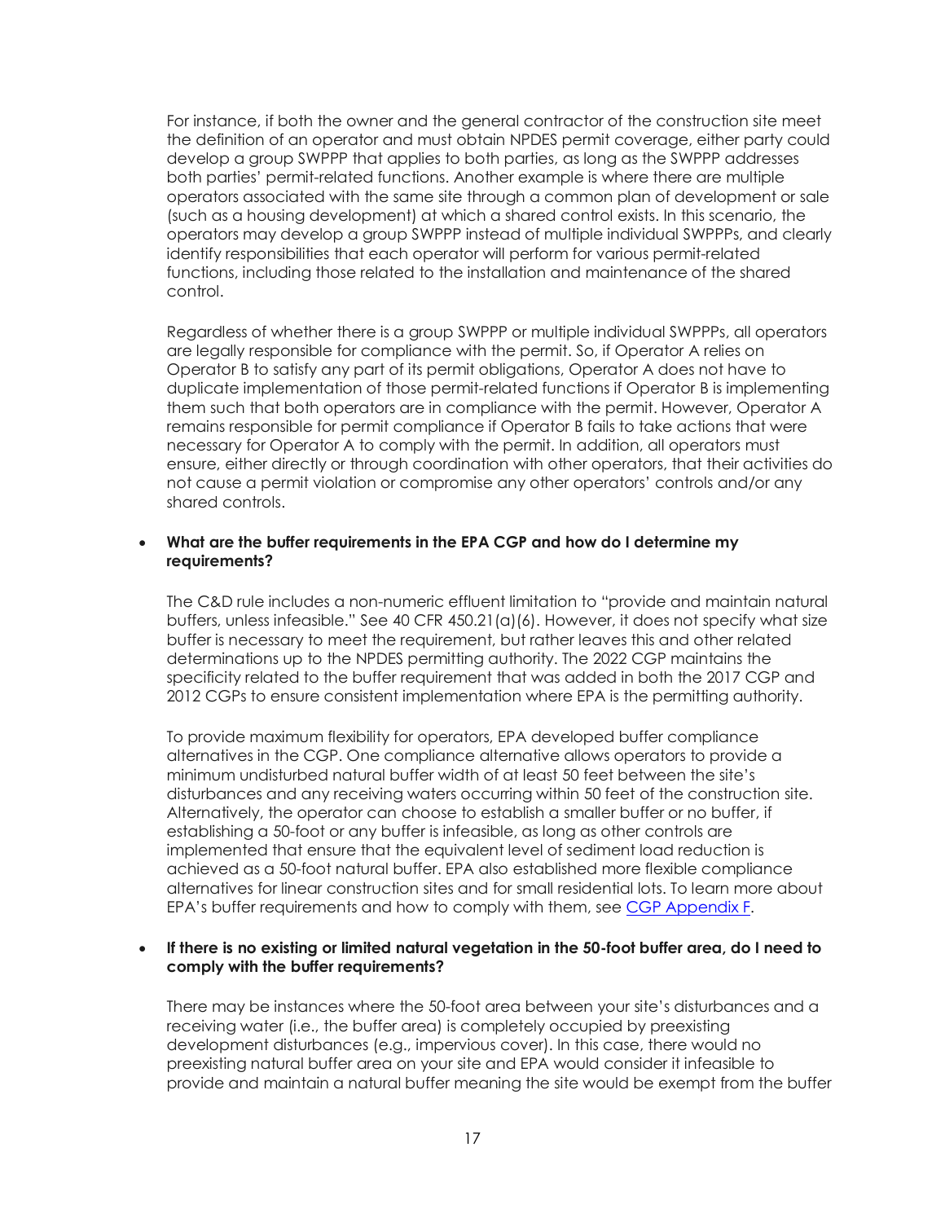For instance, if both the owner and the general contractor of the construction site meet the definition of an operator and must obtain NPDES permit coverage, either party could develop a group SWPPP that applies to both parties, as long as the SWPPP addresses both parties' permit-related functions. Another example is where there are multiple operators associated with the same site through a common plan of development or sale (such as a housing development) at which a shared control exists. In this scenario, the operators may develop a group SWPPP instead of multiple individual SWPPPs, and clearly identify responsibilities that each operator will perform for various permit-related functions, including those related to the installation and maintenance of the shared control.

Regardless of whether there is a group SWPPP or multiple individual SWPPPs, all operators are legally responsible for compliance with the permit. So, if Operator A relies on Operator B to satisfy any part of its permit obligations, Operator A does not have to duplicate implementation of those permit-related functions if Operator B is implementing them such that both operators are in compliance with the permit. However, Operator A remains responsible for permit compliance if Operator B fails to take actions that were necessary for Operator A to comply with the permit. In addition, all operators must ensure, either directly or through coordination with other operators, that their activities do not cause a permit violation or compromise any other operators' controls and/or any shared controls.

- **What are the buffer requirements in the EPA CGP and how do I determine my requirements?**

  The C&D rule includes a non-numeric effluent limitation to "provide and maintain natural buffers, unless infeasible." See 40 CFR 450.21(a)(6). However, it does not specify what size buffer is necessary to meet the requirement, but rather leaves this and other related determinations up to the NPDES permitting authority. The 2022 CGP maintains the specificity related to the buffer requirement that was added in both the 2017 CGP and 2012 CGPs to ensure consistent implementation where EPA is the permitting authority.

  To provide maximum flexibility for operators, EPA developed buffer compliance alternatives in the CGP. One compliance alternative allows operators to provide a minimum undisturbed natural buffer width of at least 50 feet between the site's disturbances and any receiving waters occurring within 50 feet of the construction site. Alternatively, the operator can choose to establish a smaller buffer or no buffer, if establishing a 50-foot or any buffer is infeasible, as long as other controls are implemented that ensure that the equivalent level of sediment load reduction is achieved as a 50-foot natural buffer. EPA also established more flexible compliance alternatives for linear construction sites and for small residential lots. To learn more about EPA's buffer requirements and how to comply with them, see [CGP Appendix F](CGP Appendix F).

- **If there is no existing or limited natural vegetation in the 50-foot buffer area, do I need to comply with the buffer requirements?**

  There may be instances where the 50-foot area between your site's disturbances and a receiving water (i.e., the buffer area) is completely occupied by preexisting development disturbances (e.g., impervious cover). In this case, there would no preexisting natural buffer area on your site and EPA would consider it infeasible to provide and maintain a natural buffer meaning the site would be exempt from the buffer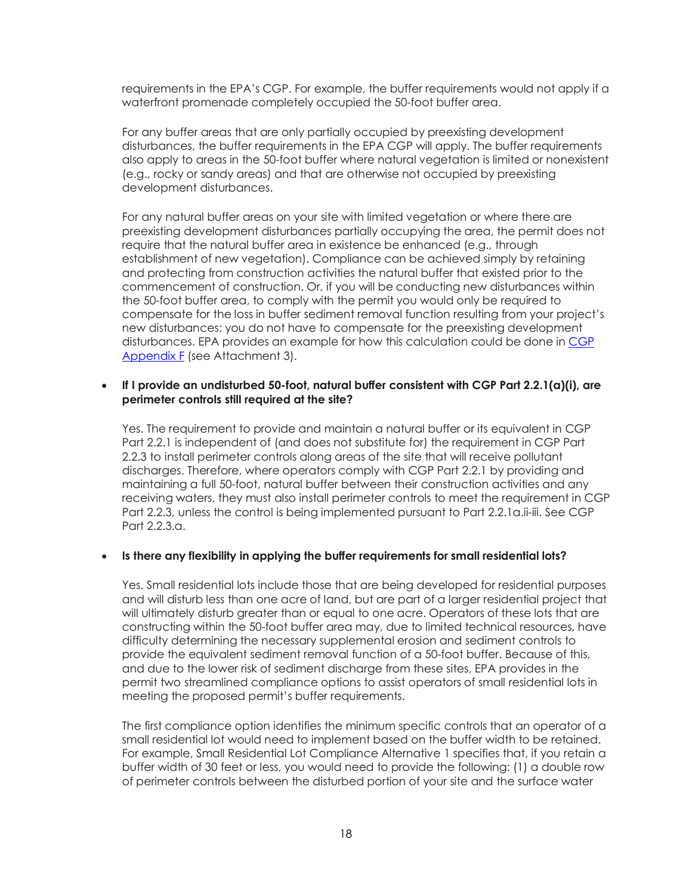requirements in the EPA's CGP. For example, the buffer requirements would not apply if a waterfront promenade completely occupied the 50-foot buffer area.

For any buffer areas that are only partially occupied by preexisting development disturbances, the buffer requirements in the EPA CGP will apply. The buffer requirements also apply to areas in the 50-foot buffer where natural vegetation is limited or nonexistent (e.g., rocky or sandy areas) and that are otherwise not occupied by preexisting development disturbances.

For any natural buffer areas on your site with limited vegetation or where there are preexisting development disturbances partially occupying the area, the permit does not require that the natural buffer area in existence be enhanced (e.g., through establishment of new vegetation). Compliance can be achieved simply by retaining and protecting from construction activities the natural buffer that existed prior to the commencement of construction. Or, if you will be conducting new disturbances within the 50-foot buffer area, to comply with the permit you would only be required to compensate for the loss in buffer sediment removal function resulting from your project's new disturbances; you do not have to compensate for the preexisting development disturbances. EPA provides an example for how this calculation could be done in CGP Appendix F (see Attachment 3).

- **If I provide an undisturbed 50-foot, natural buffer consistent with CGP Part 2.2.1(a)(i), are perimeter controls still required at the site?**

  Yes. The requirement to provide and maintain a natural buffer or its equivalent in CGP Part 2.2.1 is independent of (and does not substitute for) the requirement in CGP Part 2.2.3 to install perimeter controls along areas of the site that will receive pollutant discharges. Therefore, where operators comply with CGP Part 2.2.1 by providing and maintaining a full 50-foot, natural buffer between their construction activities and any receiving waters, they must also install perimeter controls to meet the requirement in CGP Part 2.2.3, unless the control is being implemented pursuant to Part 2.2.1a.ii-iii. See CGP Part 2.2.3.a.

- **Is there any flexibility in applying the buffer requirements for small residential lots?**

  Yes. Small residential lots include those that are being developed for residential purposes and will disturb less than one acre of land, but are part of a larger residential project that will ultimately disturb greater than or equal to one acre. Operators of these lots that are constructing within the 50-foot buffer area may, due to limited technical resources, have difficulty determining the necessary supplemental erosion and sediment controls to provide the equivalent sediment removal function of a 50-foot buffer. Because of this, and due to the lower risk of sediment discharge from these sites, EPA provides in the permit two streamlined compliance options to assist operators of small residential lots in meeting the proposed permit's buffer requirements.

  The first compliance option identifies the minimum specific controls that an operator of a small residential lot would need to implement based on the buffer width to be retained. For example, Small Residential Lot Compliance Alternative 1 specifies that, if you retain a buffer width of 30 feet or less, you would need to provide the following: (1) a double row of perimeter controls between the disturbed portion of your site and the surface water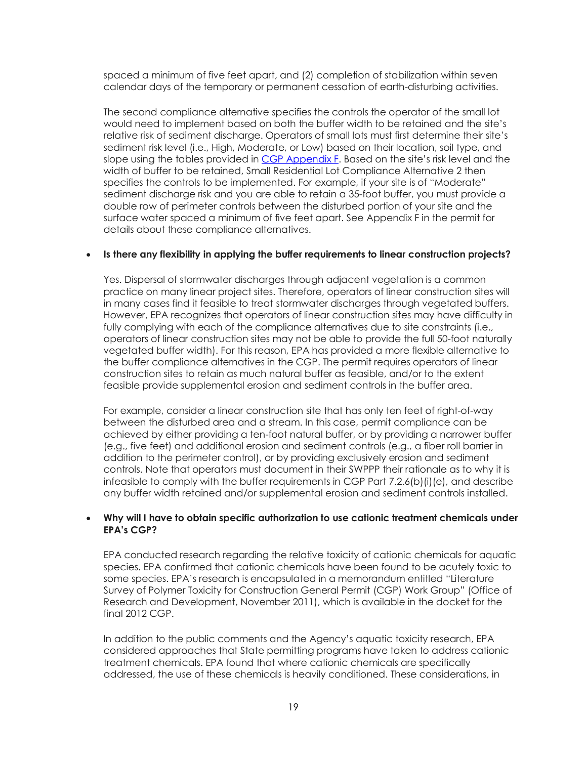spaced a minimum of five feet apart, and (2) completion of stabilization within seven calendar days of the temporary or permanent cessation of earth-disturbing activities.

The second compliance alternative specifies the controls the operator of the small lot would need to implement based on both the buffer width to be retained and the site's relative risk of sediment discharge. Operators of small lots must first determine their site's sediment risk level (i.e., High, Moderate, or Low) based on their location, soil type, and slope using the tables provided in [CGP Appendix F]. Based on the site's risk level and the width of buffer to be retained, Small Residential Lot Compliance Alternative 2 then specifies the controls to be implemented. For example, if your site is of "Moderate" sediment discharge risk and you are able to retain a 35-foot buffer, you must provide a double row of perimeter controls between the disturbed portion of your site and the surface water spaced a minimum of five feet apart. See Appendix F in the permit for details about these compliance alternatives.

- **Is there any flexibility in applying the buffer requirements to linear construction projects?**

  Yes. Dispersal of stormwater discharges through adjacent vegetation is a common practice on many linear project sites. Therefore, operators of linear construction sites will in many cases find it feasible to treat stormwater discharges through vegetated buffers. However, EPA recognizes that operators of linear construction sites may have difficulty in fully complying with each of the compliance alternatives due to site constraints (i.e., operators of linear construction sites may not be able to provide the full 50-foot naturally vegetated buffer width). For this reason, EPA has provided a more flexible alternative to the buffer compliance alternatives in the CGP. The permit requires operators of linear construction sites to retain as much natural buffer as feasible, and/or to the extent feasible provide supplemental erosion and sediment controls in the buffer area.

  For example, consider a linear construction site that has only ten feet of right-of-way between the disturbed area and a stream. In this case, permit compliance can be achieved by either providing a ten-foot natural buffer, or by providing a narrower buffer (e.g., five feet) and additional erosion and sediment controls (e.g., a fiber roll barrier in addition to the perimeter control), or by providing exclusively erosion and sediment controls. Note that operators must document in their SWPPP their rationale as to why it is infeasible to comply with the buffer requirements in CGP Part 7.2.6(b)(i)(e), and describe any buffer width retained and/or supplemental erosion and sediment controls installed.

- **Why will I have to obtain specific authorization to use cationic treatment chemicals under EPA's CGP?**

  EPA conducted research regarding the relative toxicity of cationic chemicals for aquatic species. EPA confirmed that cationic chemicals have been found to be acutely toxic to some species. EPA's research is encapsulated in a memorandum entitled "Literature Survey of Polymer Toxicity for Construction General Permit (CGP) Work Group" (Office of Research and Development, November 2011), which is available in the docket for the final 2012 CGP.

  In addition to the public comments and the Agency's aquatic toxicity research, EPA considered approaches that State permitting programs have taken to address cationic treatment chemicals. EPA found that where cationic chemicals are specifically addressed, the use of these chemicals is heavily conditioned. These considerations, in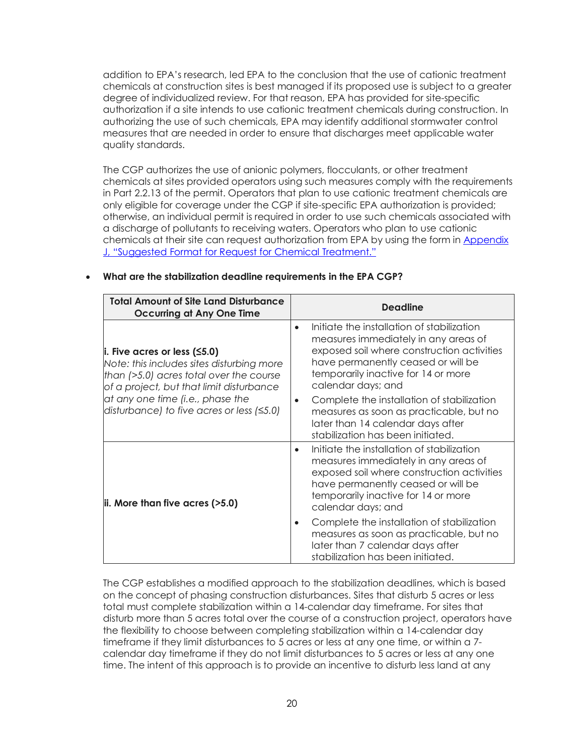addition to EPA's research, led EPA to the conclusion that the use of cationic treatment chemicals at construction sites is best managed if its proposed use is subject to a greater degree of individualized review. For that reason, EPA has provided for site-specific authorization if a site intends to use cationic treatment chemicals during construction. In authorizing the use of such chemicals, EPA may identify additional stormwater control measures that are needed in order to ensure that discharges meet applicable water quality standards.

The CGP authorizes the use of anionic polymers, flocculants, or other treatment chemicals at sites provided operators using such measures comply with the requirements in Part 2.2.13 of the permit. Operators that plan to use cationic treatment chemicals are only eligible for coverage under the CGP if site-specific EPA authorization is provided; otherwise, an individual permit is required in order to use such chemicals associated with a discharge of pollutants to receiving waters. Operators who plan to use cationic chemicals at their site can request authorization from EPA by using the form in [Appendix J, "Suggested Format for Request for Chemical Treatment."]

- **What are the stabilization deadline requirements in the EPA CGP?**

| Total Amount of Site Land Disturbance Occurring at Any One Time | Deadline |
|---|---|
| **i. Five acres or less (≤5.0)** *Note: this includes sites disturbing more than (>5.0) acres total over the course of a project, but that limit disturbance at any one time (i.e., phase the disturbance) to five acres or less (≤5.0)* | • Initiate the installation of stabilization measures immediately in any areas of exposed soil where construction activities have permanently ceased or will be temporarily inactive for 14 or more calendar days; and<br>• Complete the installation of stabilization measures as soon as practicable, but no later than 14 calendar days after stabilization has been initiated. |
| **ii. More than five acres (>5.0)** | • Initiate the installation of stabilization measures immediately in any areas of exposed soil where construction activities have permanently ceased or will be temporarily inactive for 14 or more calendar days; and<br>• Complete the installation of stabilization measures as soon as practicable, but no later than 7 calendar days after stabilization has been initiated. |

The CGP establishes a modified approach to the stabilization deadlines, which is based on the concept of phasing construction disturbances. Sites that disturb 5 acres or less total must complete stabilization within a 14-calendar day timeframe. For sites that disturb more than 5 acres total over the course of a construction project, operators have the flexibility to choose between completing stabilization within a 14-calendar day timeframe if they limit disturbances to 5 acres or less at any one time, or within a 7-calendar day timeframe if they do not limit disturbances to 5 acres or less at any one time. The intent of this approach is to provide an incentive to disturb less land at any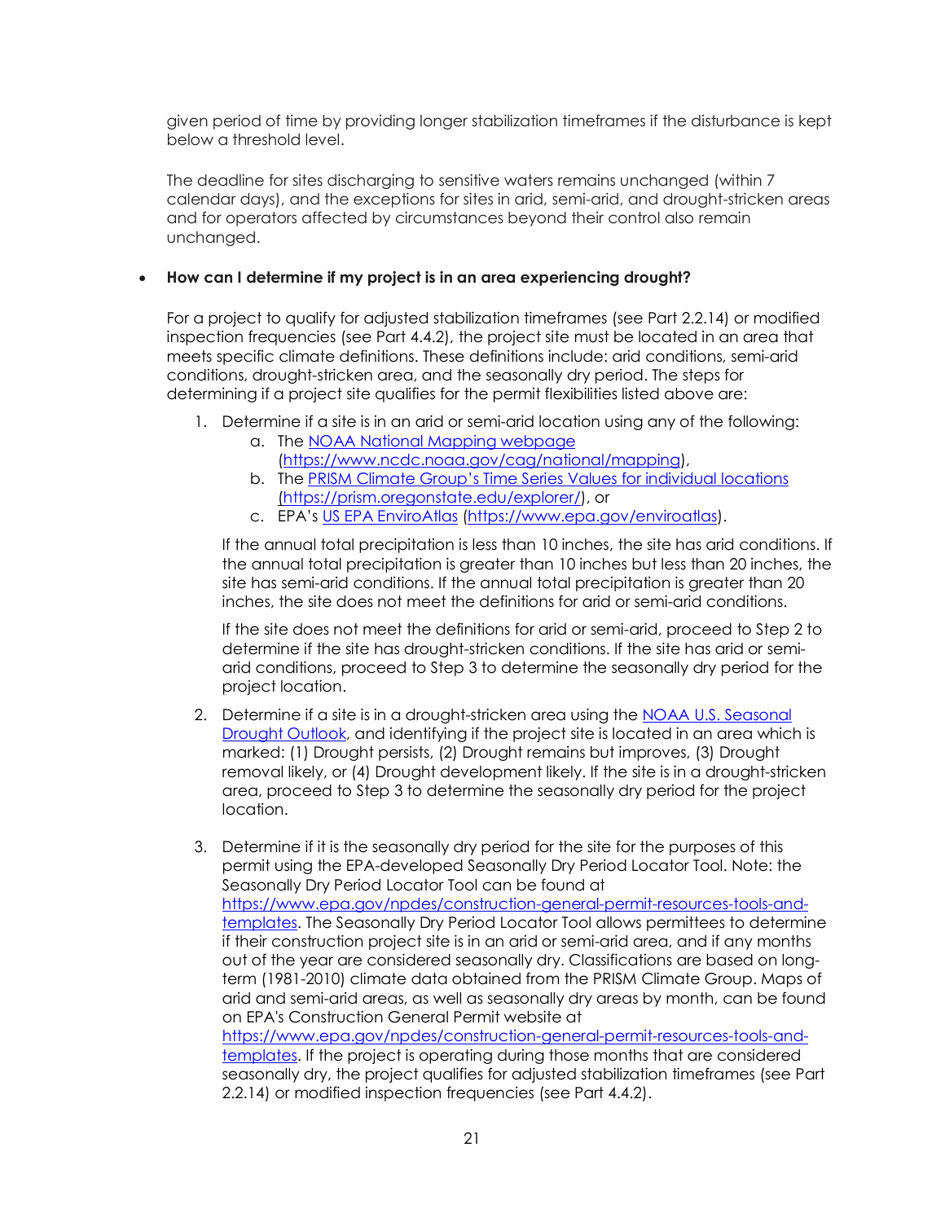given period of time by providing longer stabilization timeframes if the disturbance is kept below a threshold level.

The deadline for sites discharging to sensitive waters remains unchanged (within 7 calendar days), and the exceptions for sites in arid, semi-arid, and drought-stricken areas and for operators affected by circumstances beyond their control also remain unchanged.

- **How can I determine if my project is in an area experiencing drought?**

  For a project to qualify for adjusted stabilization timeframes (see Part 2.2.14) or modified inspection frequencies (see Part 4.4.2), the project site must be located in an area that meets specific climate definitions. These definitions include: arid conditions, semi-arid conditions, drought-stricken area, and the seasonally dry period. The steps for determining if a project site qualifies for the permit flexibilities listed above are:

  1. Determine if a site is in an arid or semi-arid location using any of the following:
     a. The [NOAA National Mapping webpage](https://www.ncdc.noaa.gov/cag/national/mapping) (https://www.ncdc.noaa.gov/cag/national/mapping),
     b. The [PRISM Climate Group's Time Series Values for individual locations](https://prism.oregonstate.edu/explorer/) (https://prism.oregonstate.edu/explorer/), or
     c. EPA's [US EPA EnviroAtlas](https://www.epa.gov/enviroatlas) (https://www.epa.gov/enviroatlas).

     If the annual total precipitation is less than 10 inches, the site has arid conditions. If the annual total precipitation is greater than 10 inches but less than 20 inches, the site has semi-arid conditions. If the annual total precipitation is greater than 20 inches, the site does not meet the definitions for arid or semi-arid conditions.

     If the site does not meet the definitions for arid or semi-arid, proceed to Step 2 to determine if the site has drought-stricken conditions. If the site has arid or semi-arid conditions, proceed to Step 3 to determine the seasonally dry period for the project location.

  2. Determine if a site is in a drought-stricken area using the NOAA U.S. Seasonal Drought Outlook, and identifying if the project site is located in an area which is marked: (1) Drought persists, (2) Drought remains but improves, (3) Drought removal likely, or (4) Drought development likely. If the site is in a drought-stricken area, proceed to Step 3 to determine the seasonally dry period for the project location.

  3. Determine if it is the seasonally dry period for the site for the purposes of this permit using the EPA-developed Seasonally Dry Period Locator Tool. Note: the Seasonally Dry Period Locator Tool can be found at https://www.epa.gov/npdes/construction-general-permit-resources-tools-and-templates. The Seasonally Dry Period Locator Tool allows permittees to determine if their construction project site is in an arid or semi-arid area, and if any months out of the year are considered seasonally dry. Classifications are based on long-term (1981-2010) climate data obtained from the PRISM Climate Group. Maps of arid and semi-arid areas, as well as seasonally dry areas by month, can be found on EPA's Construction General Permit website at https://www.epa.gov/npdes/construction-general-permit-resources-tools-and-templates. If the project is operating during those months that are considered seasonally dry, the project qualifies for adjusted stabilization timeframes (see Part 2.2.14) or modified inspection frequencies (see Part 4.4.2).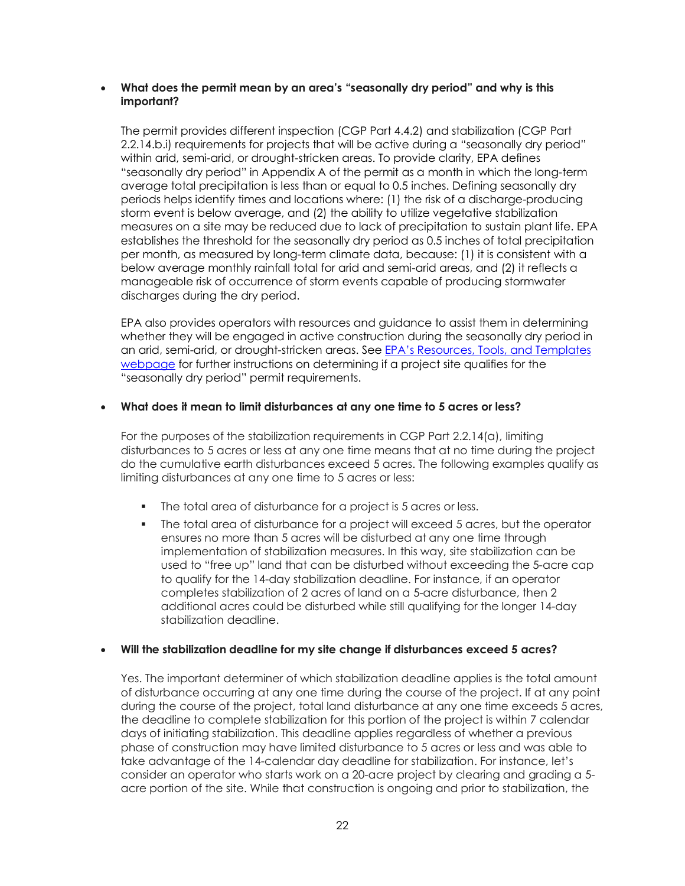- **What does the permit mean by an area's "seasonally dry period" and why is this important?**

  The permit provides different inspection (CGP Part 4.4.2) and stabilization (CGP Part 2.2.14.b.i) requirements for projects that will be active during a "seasonally dry period" within arid, semi-arid, or drought-stricken areas. To provide clarity, EPA defines "seasonally dry period" in Appendix A of the permit as a month in which the long-term average total precipitation is less than or equal to 0.5 inches. Defining seasonally dry periods helps identify times and locations where: (1) the risk of a discharge-producing storm event is below average, and (2) the ability to utilize vegetative stabilization measures on a site may be reduced due to lack of precipitation to sustain plant life. EPA establishes the threshold for the seasonally dry period as 0.5 inches of total precipitation per month, as measured by long-term climate data, because: (1) it is consistent with a below average monthly rainfall total for arid and semi-arid areas, and (2) it reflects a manageable risk of occurrence of storm events capable of producing stormwater discharges during the dry period.

  EPA also provides operators with resources and guidance to assist them in determining whether they will be engaged in active construction during the seasonally dry period in an arid, semi-arid, or drought-stricken areas. See EPA's Resources, Tools, and Templates webpage for further instructions on determining if a project site qualifies for the "seasonally dry period" permit requirements.

- **What does it mean to limit disturbances at any one time to 5 acres or less?**

  For the purposes of the stabilization requirements in CGP Part 2.2.14(a), limiting disturbances to 5 acres or less at any one time means that at no time during the project do the cumulative earth disturbances exceed 5 acres. The following examples qualify as limiting disturbances at any one time to 5 acres or less:

  - The total area of disturbance for a project is 5 acres or less.
  - The total area of disturbance for a project will exceed 5 acres, but the operator ensures no more than 5 acres will be disturbed at any one time through implementation of stabilization measures. In this way, site stabilization can be used to "free up" land that can be disturbed without exceeding the 5-acre cap to qualify for the 14-day stabilization deadline. For instance, if an operator completes stabilization of 2 acres of land on a 5-acre disturbance, then 2 additional acres could be disturbed while still qualifying for the longer 14-day stabilization deadline.

- **Will the stabilization deadline for my site change if disturbances exceed 5 acres?**

  Yes. The important determiner of which stabilization deadline applies is the total amount of disturbance occurring at any one time during the course of the project. If at any point during the course of the project, total land disturbance at any one time exceeds 5 acres, the deadline to complete stabilization for this portion of the project is within 7 calendar days of initiating stabilization. This deadline applies regardless of whether a previous phase of construction may have limited disturbance to 5 acres or less and was able to take advantage of the 14-calendar day deadline for stabilization. For instance, let's consider an operator who starts work on a 20-acre project by clearing and grading a 5-acre portion of the site. While that construction is ongoing and prior to stabilization, the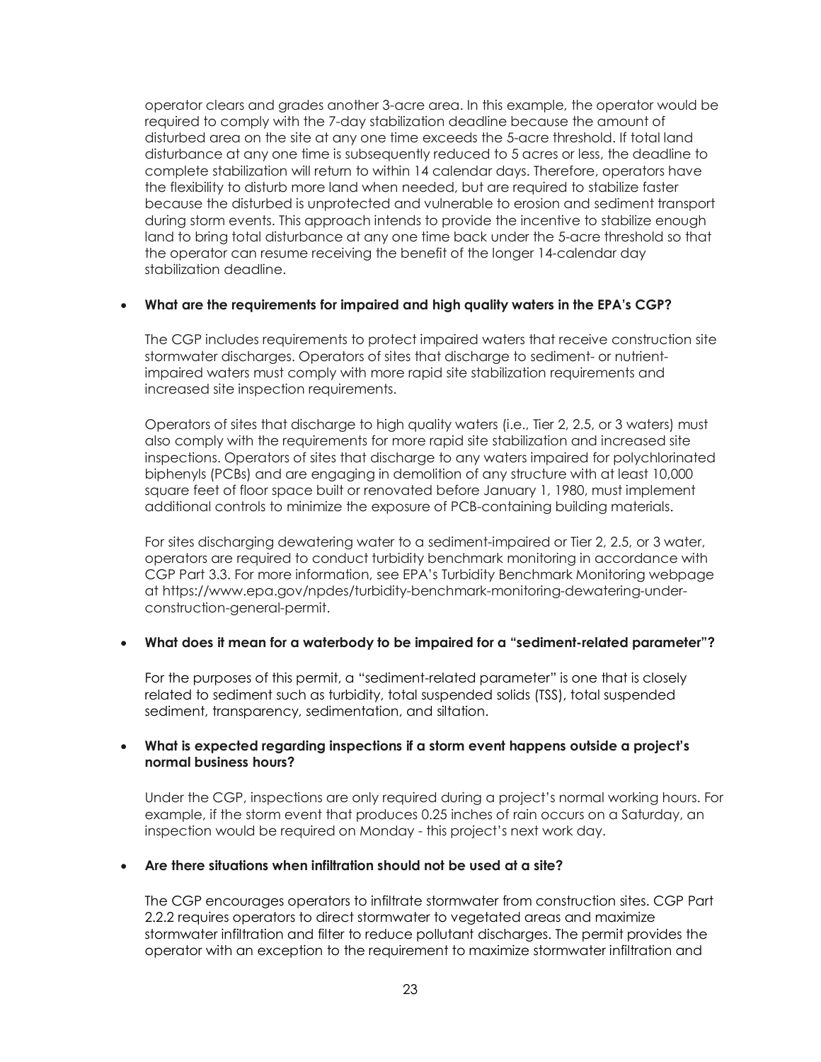operator clears and grades another 3-acre area. In this example, the operator would be required to comply with the 7-day stabilization deadline because the amount of disturbed area on the site at any one time exceeds the 5-acre threshold. If total land disturbance at any one time is subsequently reduced to 5 acres or less, the deadline to complete stabilization will return to within 14 calendar days. Therefore, operators have the flexibility to disturb more land when needed, but are required to stabilize faster because the disturbed is unprotected and vulnerable to erosion and sediment transport during storm events. This approach intends to provide the incentive to stabilize enough land to bring total disturbance at any one time back under the 5-acre threshold so that the operator can resume receiving the benefit of the longer 14-calendar day stabilization deadline.

- **What are the requirements for impaired and high quality waters in the EPA's CGP?**

  The CGP includes requirements to protect impaired waters that receive construction site stormwater discharges. Operators of sites that discharge to sediment- or nutrient-impaired waters must comply with more rapid site stabilization requirements and increased site inspection requirements.

  Operators of sites that discharge to high quality waters (i.e., Tier 2, 2.5, or 3 waters) must also comply with the requirements for more rapid site stabilization and increased site inspections. Operators of sites that discharge to any waters impaired for polychlorinated biphenyls (PCBs) and are engaging in demolition of any structure with at least 10,000 square feet of floor space built or renovated before January 1, 1980, must implement additional controls to minimize the exposure of PCB-containing building materials.

  For sites discharging dewatering water to a sediment-impaired or Tier 2, 2.5, or 3 water, operators are required to conduct turbidity benchmark monitoring in accordance with CGP Part 3.3. For more information, see EPA's Turbidity Benchmark Monitoring webpage at https://www.epa.gov/npdes/turbidity-benchmark-monitoring-dewatering-under-construction-general-permit.

- **What does it mean for a waterbody to be impaired for a "sediment-related parameter"?**

  For the purposes of this permit, a "sediment-related parameter" is one that is closely related to sediment such as turbidity, total suspended solids (TSS), total suspended sediment, transparency, sedimentation, and siltation.

- **What is expected regarding inspections if a storm event happens outside a project's normal business hours?**

  Under the CGP, inspections are only required during a project's normal working hours. For example, if the storm event that produces 0.25 inches of rain occurs on a Saturday, an inspection would be required on Monday - this project's next work day.

- **Are there situations when infiltration should not be used at a site?**

  The CGP encourages operators to infiltrate stormwater from construction sites. CGP Part 2.2.2 requires operators to direct stormwater to vegetated areas and maximize stormwater infiltration and filter to reduce pollutant discharges. The permit provides the operator with an exception to the requirement to maximize stormwater infiltration and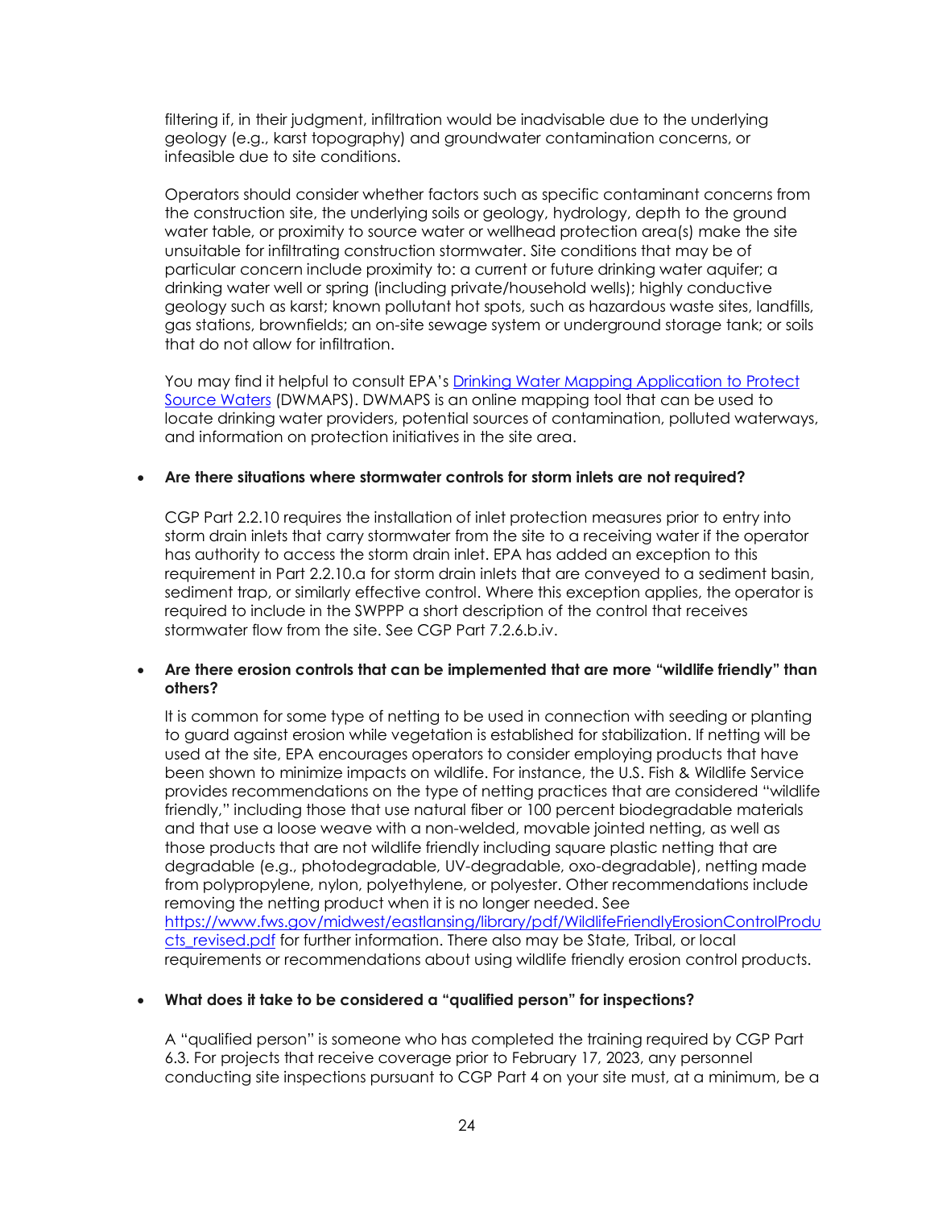filtering if, in their judgment, infiltration would be inadvisable due to the underlying geology (e.g., karst topography) and groundwater contamination concerns, or infeasible due to site conditions.

Operators should consider whether factors such as specific contaminant concerns from the construction site, the underlying soils or geology, hydrology, depth to the ground water table, or proximity to source water or wellhead protection area(s) make the site unsuitable for infiltrating construction stormwater. Site conditions that may be of particular concern include proximity to: a current or future drinking water aquifer; a drinking water well or spring (including private/household wells); highly conductive geology such as karst; known pollutant hot spots, such as hazardous waste sites, landfills, gas stations, brownfields; an on-site sewage system or underground storage tank; or soils that do not allow for infiltration.

You may find it helpful to consult EPA's [Drinking Water Mapping Application to Protect Source Waters](#) (DWMAPS). DWMAPS is an online mapping tool that can be used to locate drinking water providers, potential sources of contamination, polluted waterways, and information on protection initiatives in the site area.

- **Are there situations where stormwater controls for storm inlets are not required?**

  CGP Part 2.2.10 requires the installation of inlet protection measures prior to entry into storm drain inlets that carry stormwater from the site to a receiving water if the operator has authority to access the storm drain inlet. EPA has added an exception to this requirement in Part 2.2.10.a for storm drain inlets that are conveyed to a sediment basin, sediment trap, or similarly effective control. Where this exception applies, the operator is required to include in the SWPPP a short description of the control that receives stormwater flow from the site. See CGP Part 7.2.6.b.iv.

- **Are there erosion controls that can be implemented that are more "wildlife friendly" than others?**

  It is common for some type of netting to be used in connection with seeding or planting to guard against erosion while vegetation is established for stabilization. If netting will be used at the site, EPA encourages operators to consider employing products that have been shown to minimize impacts on wildlife. For instance, the U.S. Fish & Wildlife Service provides recommendations on the type of netting practices that are considered "wildlife friendly," including those that use natural fiber or 100 percent biodegradable materials and that use a loose weave with a non-welded, movable jointed netting, as well as those products that are not wildlife friendly including square plastic netting that are degradable (e.g., photodegradable, UV-degradable, oxo-degradable), netting made from polypropylene, nylon, polyethylene, or polyester. Other recommendations include removing the netting product when it is no longer needed. See [https://www.fws.gov/midwest/eastlansing/library/pdf/WildlifeFriendlyErosionControlProducts_revised.pdf](https://www.fws.gov/midwest/eastlansing/library/pdf/WildlifeFriendlyErosionControlProducts_revised.pdf) for further information. There also may be State, Tribal, or local requirements or recommendations about using wildlife friendly erosion control products.

- **What does it take to be considered a "qualified person" for inspections?**

  A "qualified person" is someone who has completed the training required by CGP Part 6.3. For projects that receive coverage prior to February 17, 2023, any personnel conducting site inspections pursuant to CGP Part 4 on your site must, at a minimum, be a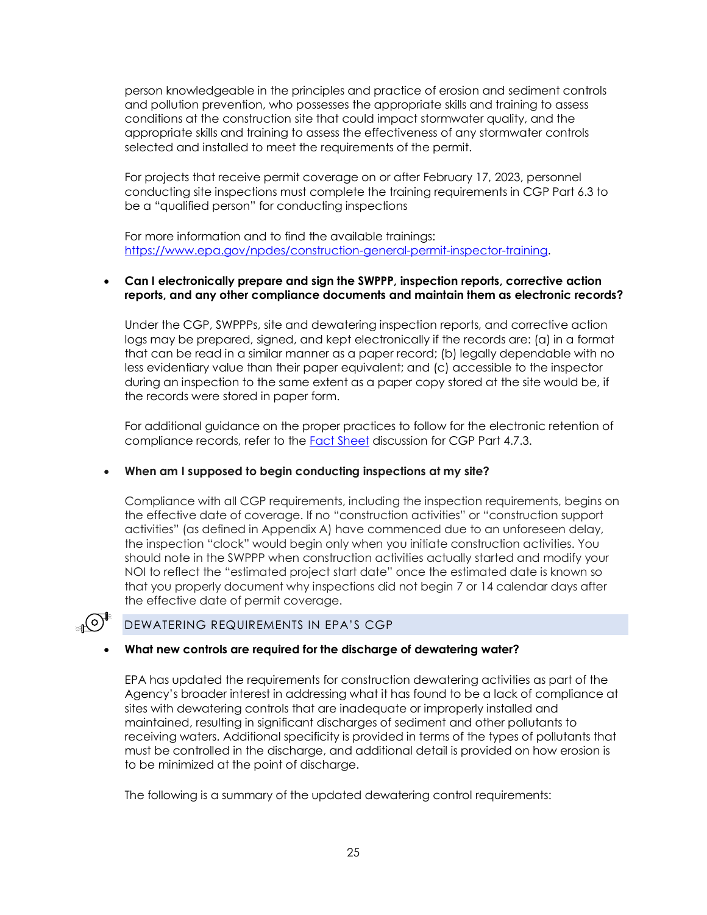person knowledgeable in the principles and practice of erosion and sediment controls and pollution prevention, who possesses the appropriate skills and training to assess conditions at the construction site that could impact stormwater quality, and the appropriate skills and training to assess the effectiveness of any stormwater controls selected and installed to meet the requirements of the permit.

For projects that receive permit coverage on or after February 17, 2023, personnel conducting site inspections must complete the training requirements in CGP Part 6.3 to be a "qualified person" for conducting inspections

For more information and to find the available trainings: [https://www.epa.gov/npdes/construction-general-permit-inspector-training](https://www.epa.gov/npdes/construction-general-permit-inspector-training).

- **Can I electronically prepare and sign the SWPPP, inspection reports, corrective action reports, and any other compliance documents and maintain them as electronic records?**

  Under the CGP, SWPPPs, site and dewatering inspection reports, and corrective action logs may be prepared, signed, and kept electronically if the records are: (a) in a format that can be read in a similar manner as a paper record; (b) legally dependable with no less evidentiary value than their paper equivalent; and (c) accessible to the inspector during an inspection to the same extent as a paper copy stored at the site would be, if the records were stored in paper form.

  For additional guidance on the proper practices to follow for the electronic retention of compliance records, refer to the Fact Sheet discussion for CGP Part 4.7.3.

- **When am I supposed to begin conducting inspections at my site?**

  Compliance with all CGP requirements, including the inspection requirements, begins on the effective date of coverage. If no "construction activities" or "construction support activities" (as defined in Appendix A) have commenced due to an unforeseen delay, the inspection "clock" would begin only when you initiate construction activities. You should note in the SWPPP when construction activities actually started and modify your NOI to reflect the "estimated project start date" once the estimated date is known so that you properly document why inspections did not begin 7 or 14 calendar days after the effective date of permit coverage.

## DEWATERING REQUIREMENTS IN EPA'S CGP

- **What new controls are required for the discharge of dewatering water?**

  EPA has updated the requirements for construction dewatering activities as part of the Agency's broader interest in addressing what it has found to be a lack of compliance at sites with dewatering controls that are inadequate or improperly installed and maintained, resulting in significant discharges of sediment and other pollutants to receiving waters. Additional specificity is provided in terms of the types of pollutants that must be controlled in the discharge, and additional detail is provided on how erosion is to be minimized at the point of discharge.

  The following is a summary of the updated dewatering control requirements: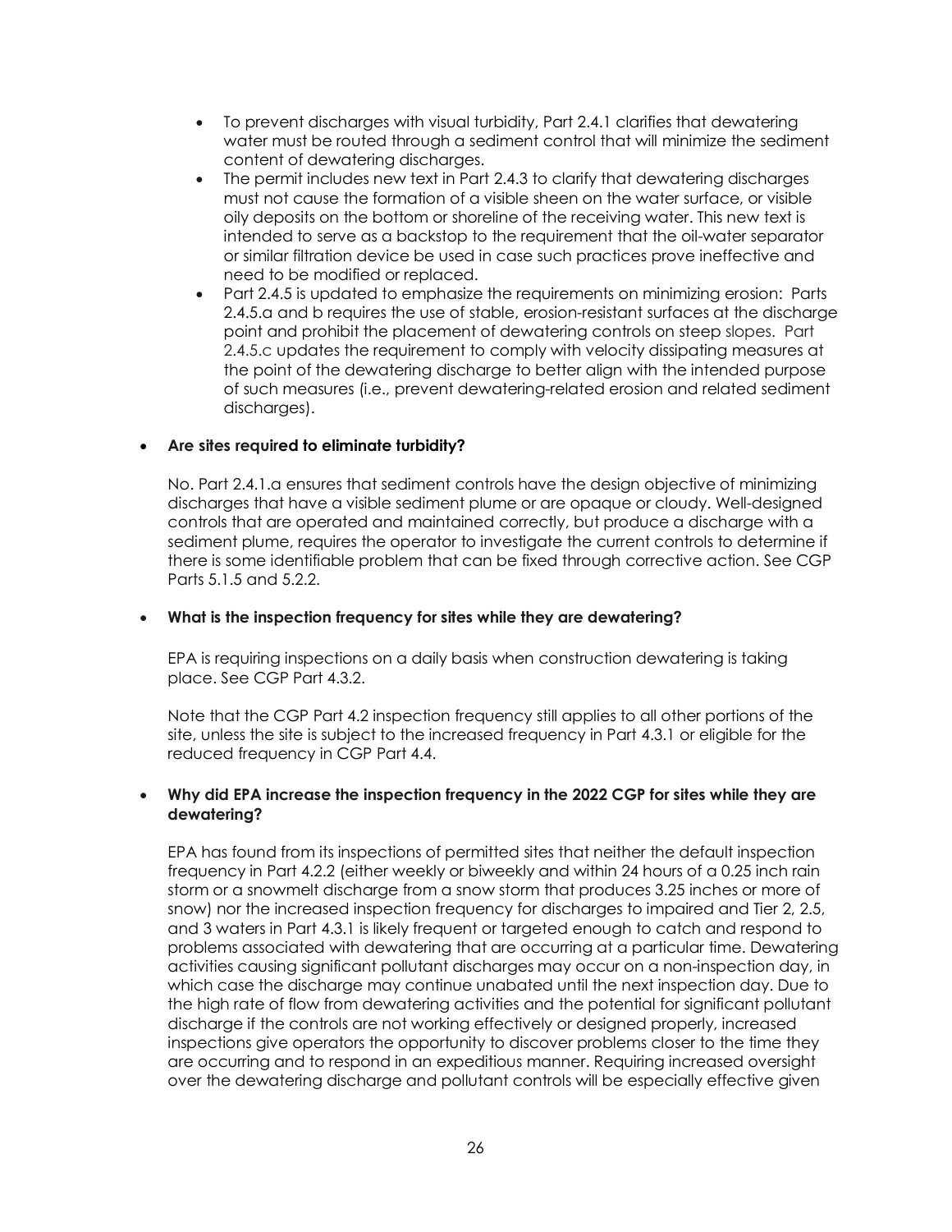- To prevent discharges with visual turbidity, Part 2.4.1 clarifies that dewatering water must be routed through a sediment control that will minimize the sediment content of dewatering discharges.
- The permit includes new text in Part 2.4.3 to clarify that dewatering discharges must not cause the formation of a visible sheen on the water surface, or visible oily deposits on the bottom or shoreline of the receiving water. This new text is intended to serve as a backstop to the requirement that the oil-water separator or similar filtration device be used in case such practices prove ineffective and need to be modified or replaced.
- Part 2.4.5 is updated to emphasize the requirements on minimizing erosion: Parts 2.4.5.a and b requires the use of stable, erosion-resistant surfaces at the discharge point and prohibit the placement of dewatering controls on steep slopes. Part 2.4.5.c updates the requirement to comply with velocity dissipating measures at the point of the dewatering discharge to better align with the intended purpose of such measures (i.e., prevent dewatering-related erosion and related sediment discharges).

- **Are sites required to eliminate turbidity?**

  No. Part 2.4.1.a ensures that sediment controls have the design objective of minimizing discharges that have a visible sediment plume or are opaque or cloudy. Well-designed controls that are operated and maintained correctly, but produce a discharge with a sediment plume, requires the operator to investigate the current controls to determine if there is some identifiable problem that can be fixed through corrective action. See CGP Parts 5.1.5 and 5.2.2.

- **What is the inspection frequency for sites while they are dewatering?**

  EPA is requiring inspections on a daily basis when construction dewatering is taking place. See CGP Part 4.3.2.

  Note that the CGP Part 4.2 inspection frequency still applies to all other portions of the site, unless the site is subject to the increased frequency in Part 4.3.1 or eligible for the reduced frequency in CGP Part 4.4.

- **Why did EPA increase the inspection frequency in the 2022 CGP for sites while they are dewatering?**

  EPA has found from its inspections of permitted sites that neither the default inspection frequency in Part 4.2.2 (either weekly or biweekly and within 24 hours of a 0.25 inch rain storm or a snowmelt discharge from a snow storm that produces 3.25 inches or more of snow) nor the increased inspection frequency for discharges to impaired and Tier 2, 2.5, and 3 waters in Part 4.3.1 is likely frequent or targeted enough to catch and respond to problems associated with dewatering that are occurring at a particular time. Dewatering activities causing significant pollutant discharges may occur on a non-inspection day, in which case the discharge may continue unabated until the next inspection day. Due to the high rate of flow from dewatering activities and the potential for significant pollutant discharge if the controls are not working effectively or designed properly, increased inspections give operators the opportunity to discover problems closer to the time they are occurring and to respond in an expeditious manner. Requiring increased oversight over the dewatering discharge and pollutant controls will be especially effective given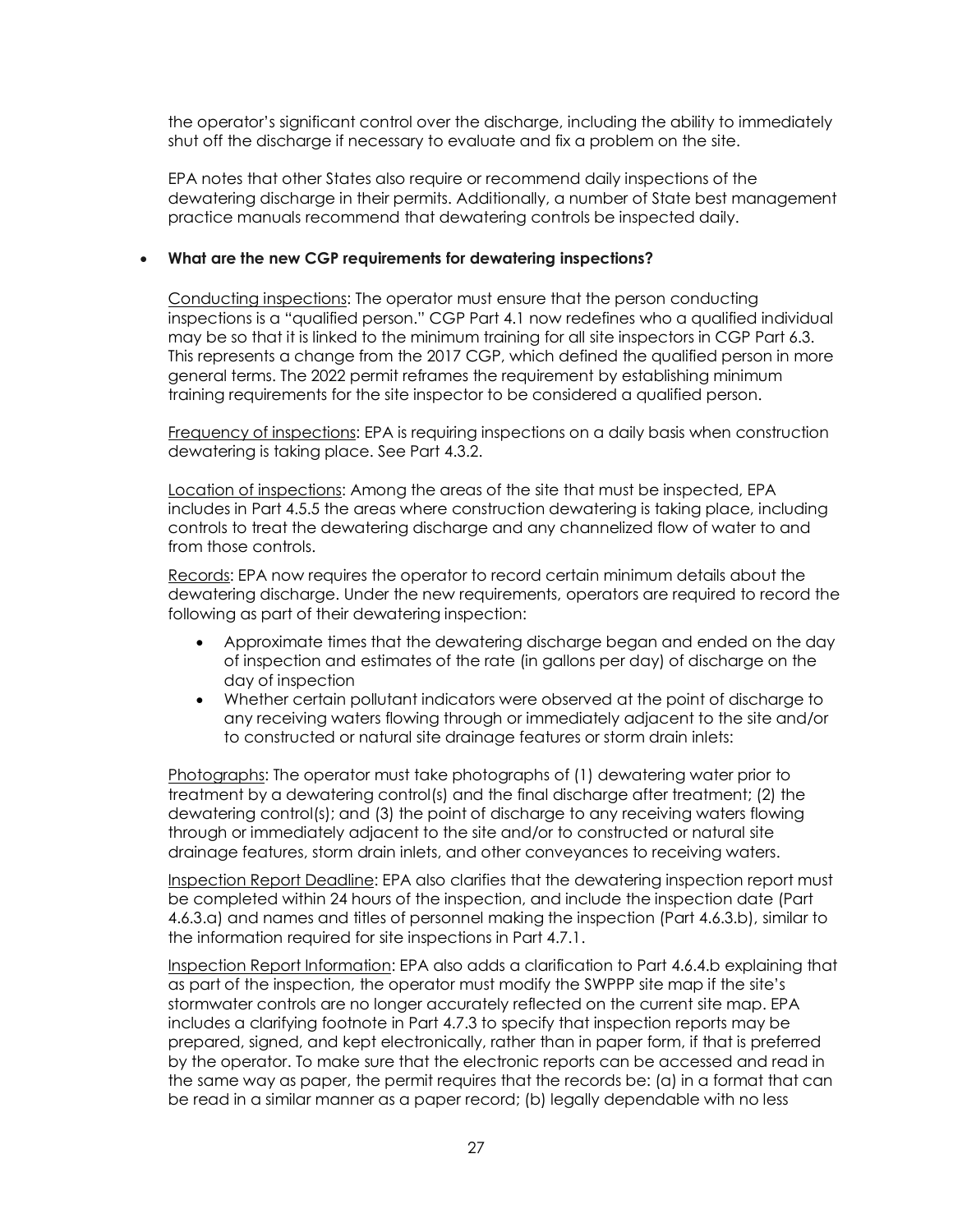the operator's significant control over the discharge, including the ability to immediately shut off the discharge if necessary to evaluate and fix a problem on the site.

EPA notes that other States also require or recommend daily inspections of the dewatering discharge in their permits. Additionally, a number of State best management practice manuals recommend that dewatering controls be inspected daily.

- **What are the new CGP requirements for dewatering inspections?**

  Conducting inspections: The operator must ensure that the person conducting inspections is a "qualified person." CGP Part 4.1 now redefines who a qualified individual may be so that it is linked to the minimum training for all site inspectors in CGP Part 6.3. This represents a change from the 2017 CGP, which defined the qualified person in more general terms. The 2022 permit reframes the requirement by establishing minimum training requirements for the site inspector to be considered a qualified person.

  Frequency of inspections: EPA is requiring inspections on a daily basis when construction dewatering is taking place. See Part 4.3.2.

  Location of inspections: Among the areas of the site that must be inspected, EPA includes in Part 4.5.5 the areas where construction dewatering is taking place, including controls to treat the dewatering discharge and any channelized flow of water to and from those controls.

  Records: EPA now requires the operator to record certain minimum details about the dewatering discharge. Under the new requirements, operators are required to record the following as part of their dewatering inspection:

  - Approximate times that the dewatering discharge began and ended on the day of inspection and estimates of the rate (in gallons per day) of discharge on the day of inspection
  - Whether certain pollutant indicators were observed at the point of discharge to any receiving waters flowing through or immediately adjacent to the site and/or to constructed or natural site drainage features or storm drain inlets:

  Photographs: The operator must take photographs of (1) dewatering water prior to treatment by a dewatering control(s) and the final discharge after treatment; (2) the dewatering control(s); and (3) the point of discharge to any receiving waters flowing through or immediately adjacent to the site and/or to constructed or natural site drainage features, storm drain inlets, and other conveyances to receiving waters.

  Inspection Report Deadline: EPA also clarifies that the dewatering inspection report must be completed within 24 hours of the inspection, and include the inspection date (Part 4.6.3.a) and names and titles of personnel making the inspection (Part 4.6.3.b), similar to the information required for site inspections in Part 4.7.1.

  Inspection Report Information: EPA also adds a clarification to Part 4.6.4.b explaining that as part of the inspection, the operator must modify the SWPPP site map if the site's stormwater controls are no longer accurately reflected on the current site map. EPA includes a clarifying footnote in Part 4.7.3 to specify that inspection reports may be prepared, signed, and kept electronically, rather than in paper form, if that is preferred by the operator. To make sure that the electronic reports can be accessed and read in the same way as paper, the permit requires that the records be: (a) in a format that can be read in a similar manner as a paper record; (b) legally dependable with no less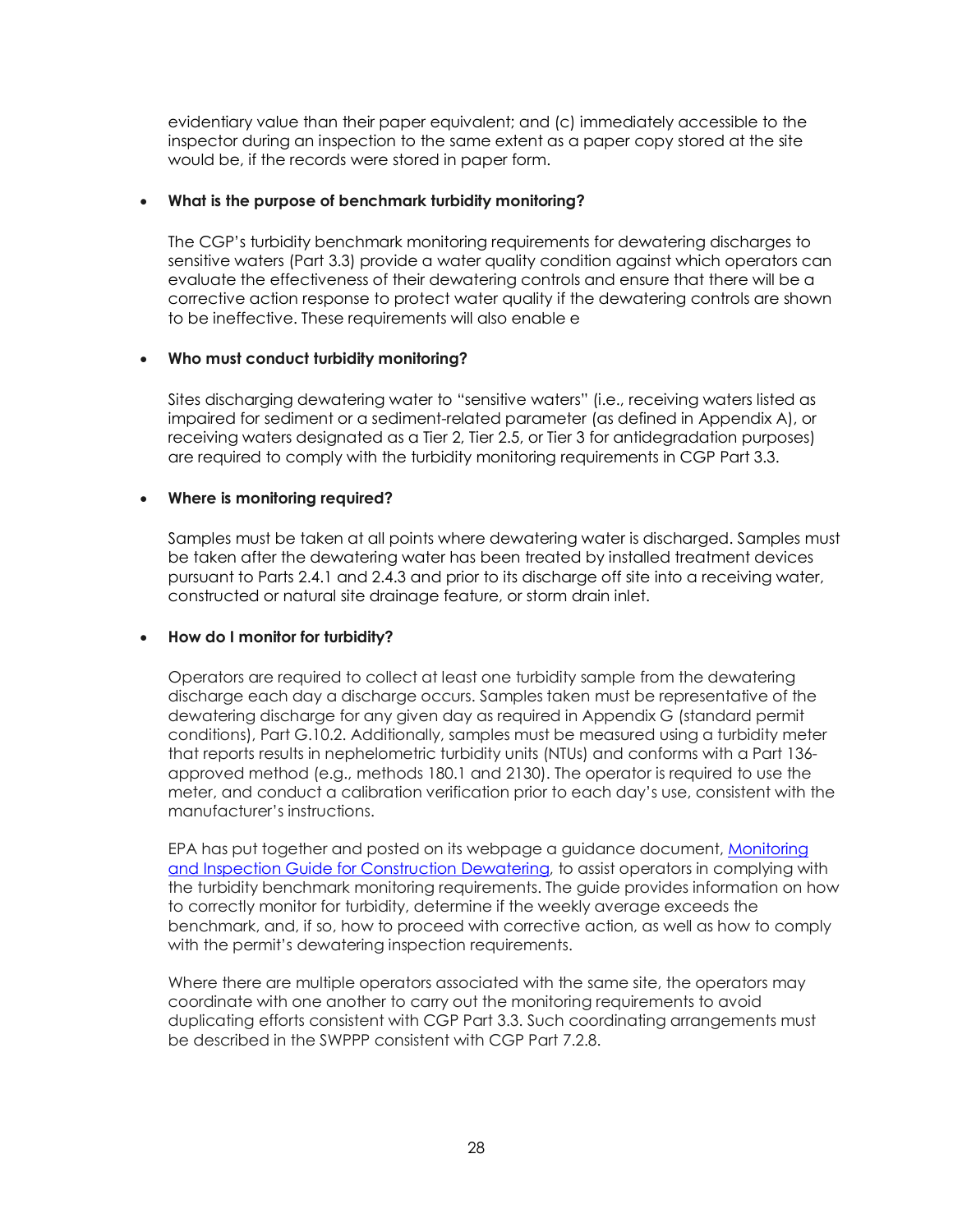evidentiary value than their paper equivalent; and (c) immediately accessible to the inspector during an inspection to the same extent as a paper copy stored at the site would be, if the records were stored in paper form.

- **What is the purpose of benchmark turbidity monitoring?**

  The CGP's turbidity benchmark monitoring requirements for dewatering discharges to sensitive waters (Part 3.3) provide a water quality condition against which operators can evaluate the effectiveness of their dewatering controls and ensure that there will be a corrective action response to protect water quality if the dewatering controls are shown to be ineffective. These requirements will also enable e

- **Who must conduct turbidity monitoring?**

  Sites discharging dewatering water to "sensitive waters" (i.e., receiving waters listed as impaired for sediment or a sediment-related parameter (as defined in Appendix A), or receiving waters designated as a Tier 2, Tier 2.5, or Tier 3 for antidegradation purposes) are required to comply with the turbidity monitoring requirements in CGP Part 3.3.

- **Where is monitoring required?**

  Samples must be taken at all points where dewatering water is discharged. Samples must be taken after the dewatering water has been treated by installed treatment devices pursuant to Parts 2.4.1 and 2.4.3 and prior to its discharge off site into a receiving water, constructed or natural site drainage feature, or storm drain inlet.

- **How do I monitor for turbidity?**

  Operators are required to collect at least one turbidity sample from the dewatering discharge each day a discharge occurs. Samples taken must be representative of the dewatering discharge for any given day as required in Appendix G (standard permit conditions), Part G.10.2. Additionally, samples must be measured using a turbidity meter that reports results in nephelometric turbidity units (NTUs) and conforms with a Part 136-approved method (e.g., methods 180.1 and 2130). The operator is required to use the meter, and conduct a calibration verification prior to each day's use, consistent with the manufacturer's instructions.

  EPA has put together and posted on its webpage a guidance document, Monitoring and Inspection Guide for Construction Dewatering, to assist operators in complying with the turbidity benchmark monitoring requirements. The guide provides information on how to correctly monitor for turbidity, determine if the weekly average exceeds the benchmark, and, if so, how to proceed with corrective action, as well as how to comply with the permit's dewatering inspection requirements.

  Where there are multiple operators associated with the same site, the operators may coordinate with one another to carry out the monitoring requirements to avoid duplicating efforts consistent with CGP Part 3.3. Such coordinating arrangements must be described in the SWPPP consistent with CGP Part 7.2.8.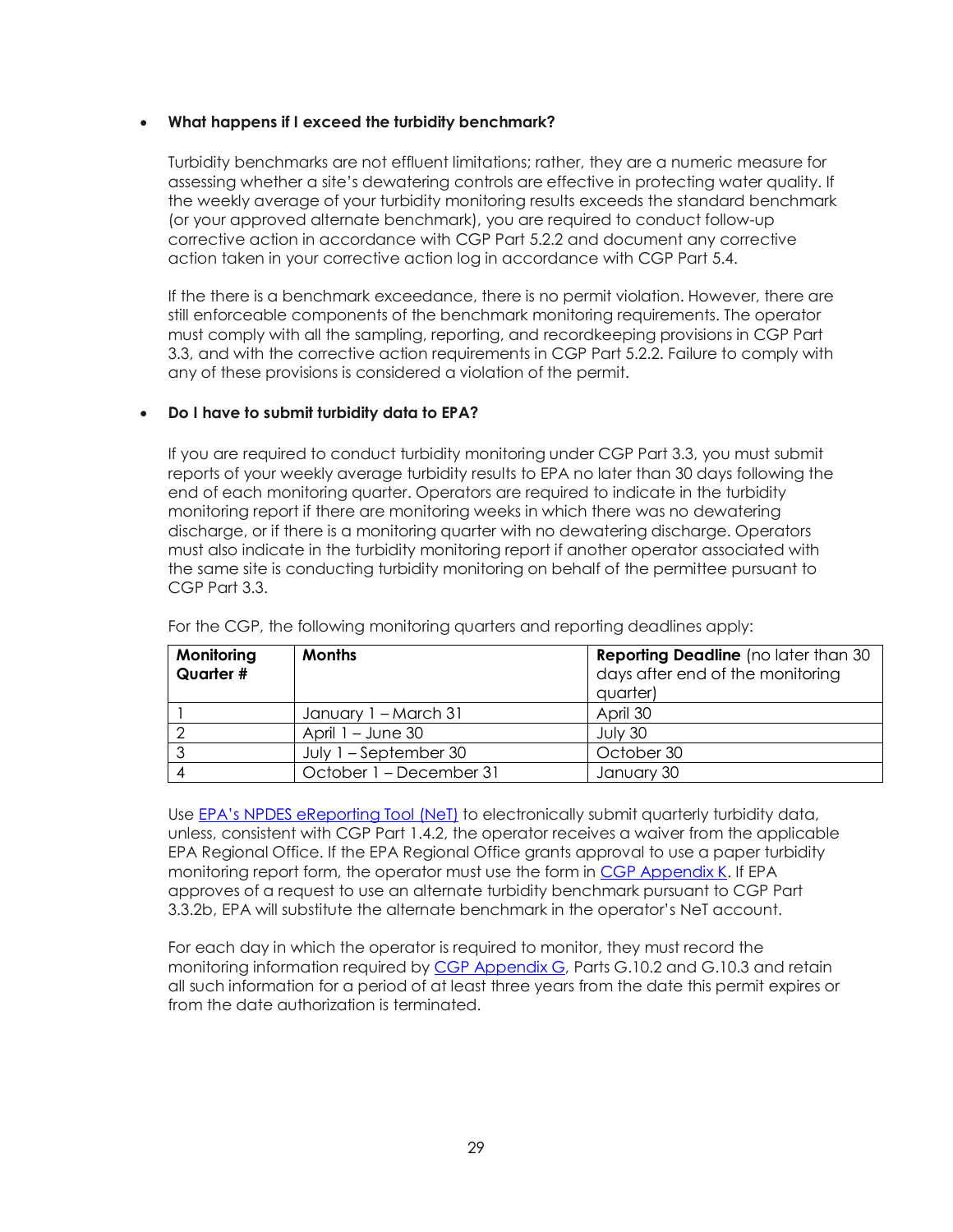- **What happens if I exceed the turbidity benchmark?**

  Turbidity benchmarks are not effluent limitations; rather, they are a numeric measure for assessing whether a site's dewatering controls are effective in protecting water quality. If the weekly average of your turbidity monitoring results exceeds the standard benchmark (or your approved alternate benchmark), you are required to conduct follow-up corrective action in accordance with CGP Part 5.2.2 and document any corrective action taken in your corrective action log in accordance with CGP Part 5.4.

  If the there is a benchmark exceedance, there is no permit violation. However, there are still enforceable components of the benchmark monitoring requirements. The operator must comply with all the sampling, reporting, and recordkeeping provisions in CGP Part 3.3, and with the corrective action requirements in CGP Part 5.2.2. Failure to comply with any of these provisions is considered a violation of the permit.

- **Do I have to submit turbidity data to EPA?**

  If you are required to conduct turbidity monitoring under CGP Part 3.3, you must submit reports of your weekly average turbidity results to EPA no later than 30 days following the end of each monitoring quarter. Operators are required to indicate in the turbidity monitoring report if there are monitoring weeks in which there was no dewatering discharge, or if there is a monitoring quarter with no dewatering discharge. Operators must also indicate in the turbidity monitoring report if another operator associated with the same site is conducting turbidity monitoring on behalf of the permittee pursuant to CGP Part 3.3.

  For the CGP, the following monitoring quarters and reporting deadlines apply:

  | **Monitoring Quarter #** | **Months** | **Reporting Deadline** (no later than 30 days after end of the monitoring quarter) |
  |---|---|---|
  | 1 | January 1 – March 31 | April 30 |
  | 2 | April 1 – June 30 | July 30 |
  | 3 | July 1 – September 30 | October 30 |
  | 4 | October 1 – December 31 | January 30 |

  Use EPA's NPDES eReporting Tool (NeT) to electronically submit quarterly turbidity data, unless, consistent with CGP Part 1.4.2, the operator receives a waiver from the applicable EPA Regional Office. If the EPA Regional Office grants approval to use a paper turbidity monitoring report form, the operator must use the form in CGP Appendix K. If EPA approves of a request to use an alternate turbidity benchmark pursuant to CGP Part 3.3.2b, EPA will substitute the alternate benchmark in the operator's NeT account.

  For each day in which the operator is required to monitor, they must record the monitoring information required by CGP Appendix G, Parts G.10.2 and G.10.3 and retain all such information for a period of at least three years from the date this permit expires or from the date authorization is terminated.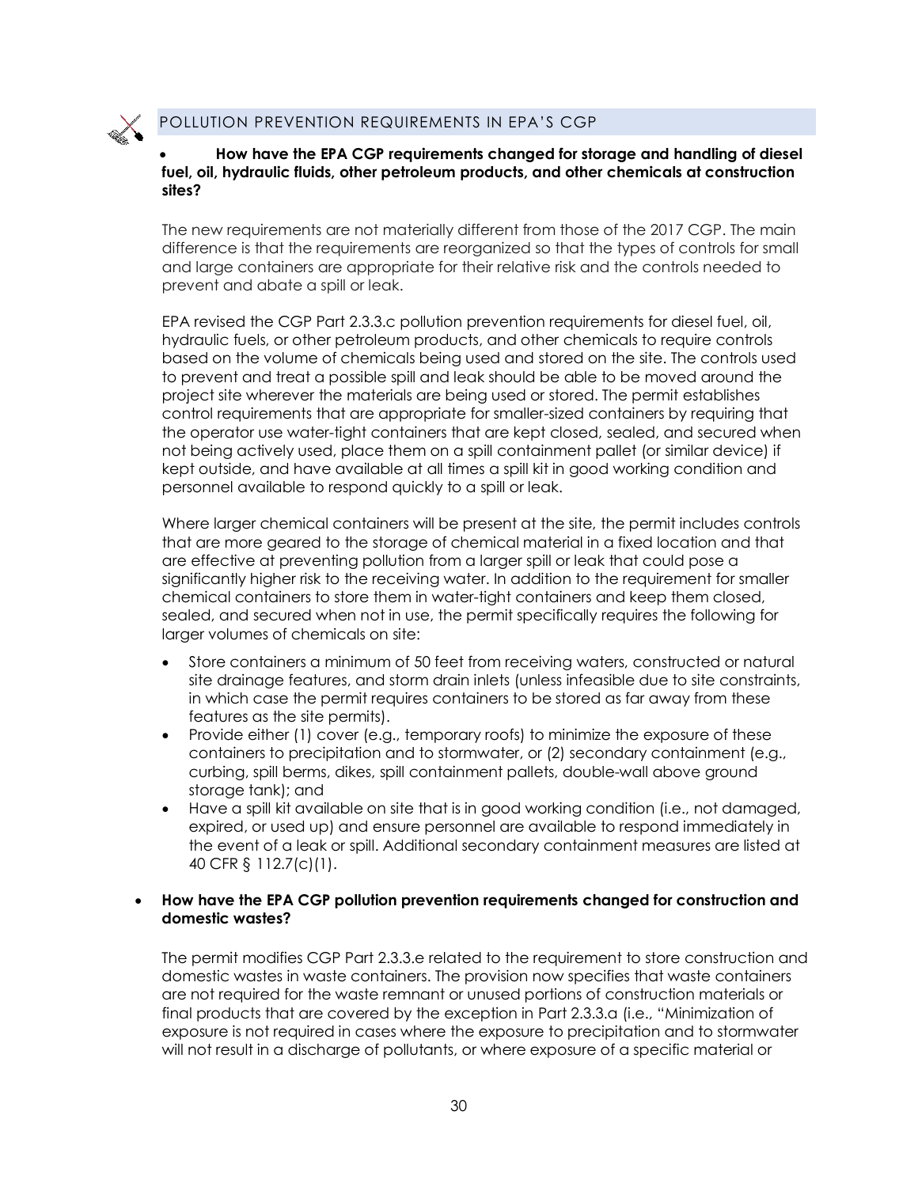## POLLUTION PREVENTION REQUIREMENTS IN EPA'S CGP

- **How have the EPA CGP requirements changed for storage and handling of diesel fuel, oil, hydraulic fluids, other petroleum products, and other chemicals at construction sites?**

The new requirements are not materially different from those of the 2017 CGP. The main difference is that the requirements are reorganized so that the types of controls for small and large containers are appropriate for their relative risk and the controls needed to prevent and abate a spill or leak.

EPA revised the CGP Part 2.3.3.c pollution prevention requirements for diesel fuel, oil, hydraulic fuels, or other petroleum products, and other chemicals to require controls based on the volume of chemicals being used and stored on the site. The controls used to prevent and treat a possible spill and leak should be able to be moved around the project site wherever the materials are being used or stored. The permit establishes control requirements that are appropriate for smaller-sized containers by requiring that the operator use water-tight containers that are kept closed, sealed, and secured when not being actively used, place them on a spill containment pallet (or similar device) if kept outside, and have available at all times a spill kit in good working condition and personnel available to respond quickly to a spill or leak.

Where larger chemical containers will be present at the site, the permit includes controls that are more geared to the storage of chemical material in a fixed location and that are effective at preventing pollution from a larger spill or leak that could pose a significantly higher risk to the receiving water. In addition to the requirement for smaller chemical containers to store them in water-tight containers and keep them closed, sealed, and secured when not in use, the permit specifically requires the following for larger volumes of chemicals on site:

- Store containers a minimum of 50 feet from receiving waters, constructed or natural site drainage features, and storm drain inlets (unless infeasible due to site constraints, in which case the permit requires containers to be stored as far away from these features as the site permits).
- Provide either (1) cover (e.g., temporary roofs) to minimize the exposure of these containers to precipitation and to stormwater, or (2) secondary containment (e.g., curbing, spill berms, dikes, spill containment pallets, double-wall above ground storage tank); and
- Have a spill kit available on site that is in good working condition (i.e., not damaged, expired, or used up) and ensure personnel are available to respond immediately in the event of a leak or spill. Additional secondary containment measures are listed at 40 CFR § 112.7(c)(1).

- **How have the EPA CGP pollution prevention requirements changed for construction and domestic wastes?**

The permit modifies CGP Part 2.3.3.e related to the requirement to store construction and domestic wastes in waste containers. The provision now specifies that waste containers are not required for the waste remnant or unused portions of construction materials or final products that are covered by the exception in Part 2.3.3.a (i.e., "Minimization of exposure is not required in cases where the exposure to precipitation and to stormwater will not result in a discharge of pollutants, or where exposure of a specific material or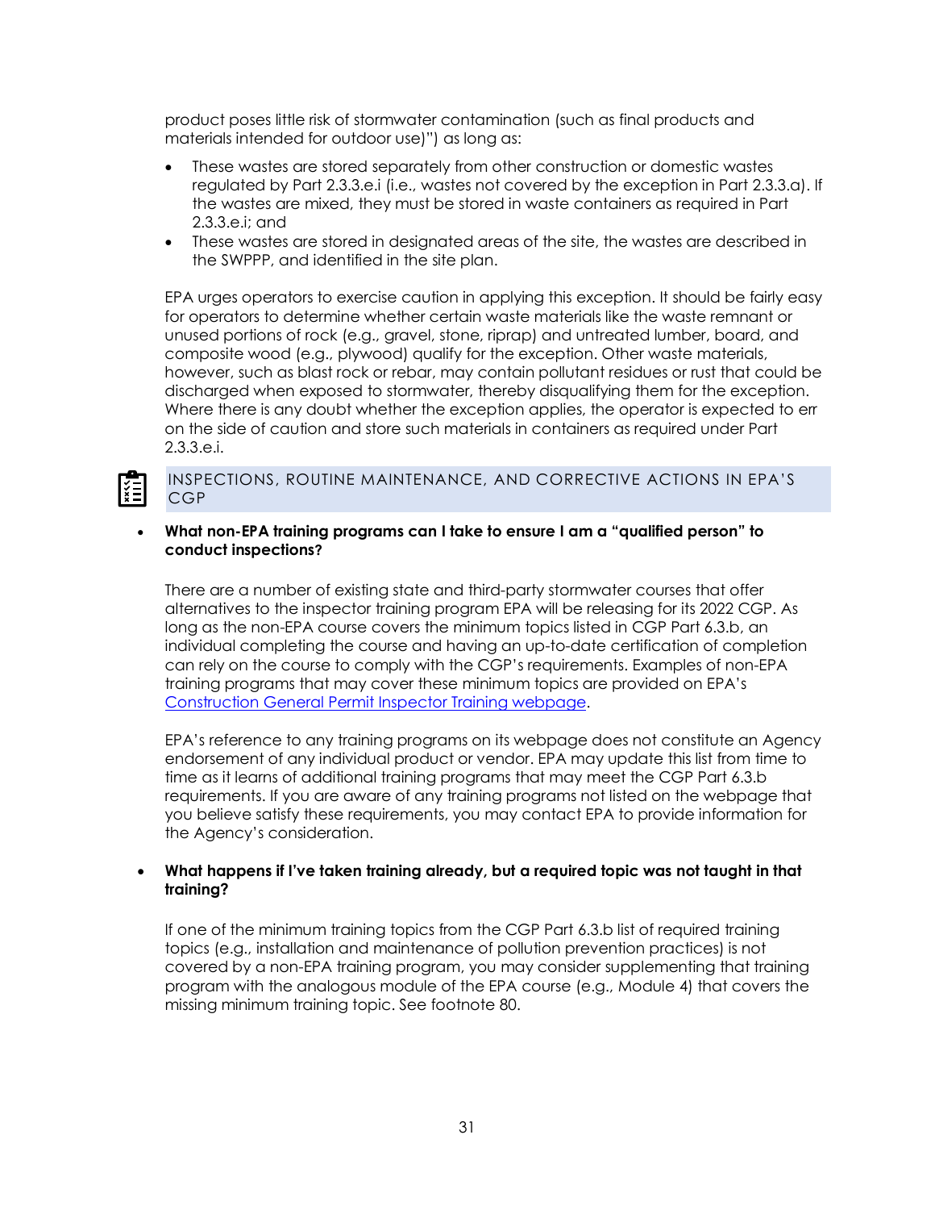product poses little risk of stormwater contamination (such as final products and materials intended for outdoor use)") as long as:

- These wastes are stored separately from other construction or domestic wastes regulated by Part 2.3.3.e.i (i.e., wastes not covered by the exception in Part 2.3.3.a). If the wastes are mixed, they must be stored in waste containers as required in Part 2.3.3.e.i; and
- These wastes are stored in designated areas of the site, the wastes are described in the SWPPP, and identified in the site plan.

EPA urges operators to exercise caution in applying this exception. It should be fairly easy for operators to determine whether certain waste materials like the waste remnant or unused portions of rock (e.g., gravel, stone, riprap) and untreated lumber, board, and composite wood (e.g., plywood) qualify for the exception. Other waste materials, however, such as blast rock or rebar, may contain pollutant residues or rust that could be discharged when exposed to stormwater, thereby disqualifying them for the exception. Where there is any doubt whether the exception applies, the operator is expected to err on the side of caution and store such materials in containers as required under Part 2.3.3.e.i.

## INSPECTIONS, ROUTINE MAINTENANCE, AND CORRECTIVE ACTIONS IN EPA'S CGP

- **What non-EPA training programs can I take to ensure I am a "qualified person" to conduct inspections?**

  There are a number of existing state and third-party stormwater courses that offer alternatives to the inspector training program EPA will be releasing for its 2022 CGP. As long as the non-EPA course covers the minimum topics listed in CGP Part 6.3.b, an individual completing the course and having an up-to-date certification of completion can rely on the course to comply with the CGP's requirements. Examples of non-EPA training programs that may cover these minimum topics are provided on EPA's Construction General Permit Inspector Training webpage.

  EPA's reference to any training programs on its webpage does not constitute an Agency endorsement of any individual product or vendor. EPA may update this list from time to time as it learns of additional training programs that may meet the CGP Part 6.3.b requirements. If you are aware of any training programs not listed on the webpage that you believe satisfy these requirements, you may contact EPA to provide information for the Agency's consideration.

- **What happens if I've taken training already, but a required topic was not taught in that training?**

  If one of the minimum training topics from the CGP Part 6.3.b list of required training topics (e.g., installation and maintenance of pollution prevention practices) is not covered by a non-EPA training program, you may consider supplementing that training program with the analogous module of the EPA course (e.g., Module 4) that covers the missing minimum training topic. See footnote 80.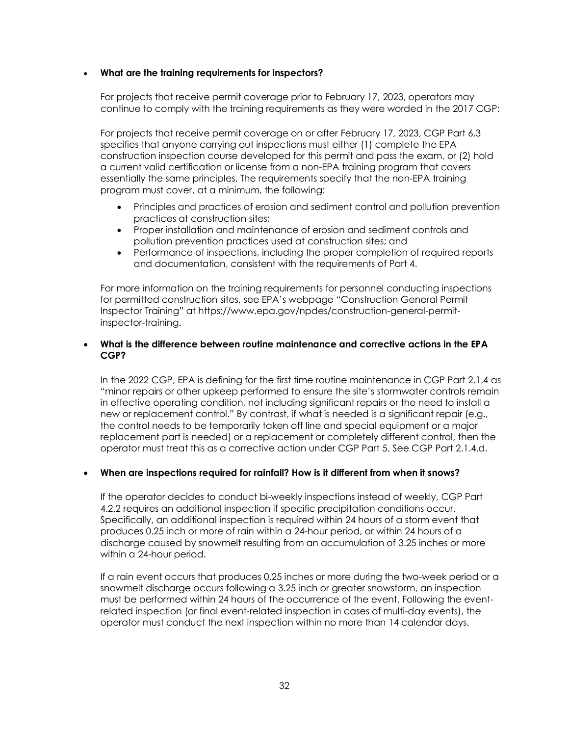- **What are the training requirements for inspectors?**

  For projects that receive permit coverage prior to February 17, 2023, operators may continue to comply with the training requirements as they were worded in the 2017 CGP:

  For projects that receive permit coverage on or after February 17, 2023, CGP Part 6.3 specifies that anyone carrying out inspections must either (1) complete the EPA construction inspection course developed for this permit and pass the exam, or (2) hold a current valid certification or license from a non-EPA training program that covers essentially the same principles. The requirements specify that the non-EPA training program must cover, at a minimum, the following:

  - Principles and practices of erosion and sediment control and pollution prevention practices at construction sites;
  - Proper installation and maintenance of erosion and sediment controls and pollution prevention practices used at construction sites; and
  - Performance of inspections, including the proper completion of required reports and documentation, consistent with the requirements of Part 4.

  For more information on the training requirements for personnel conducting inspections for permitted construction sites, see EPA's webpage "Construction General Permit Inspector Training" at https://www.epa.gov/npdes/construction-general-permit-inspector-training.

- **What is the difference between routine maintenance and corrective actions in the EPA CGP?**

  In the 2022 CGP, EPA is defining for the first time routine maintenance in CGP Part 2.1.4 as "minor repairs or other upkeep performed to ensure the site's stormwater controls remain in effective operating condition, not including significant repairs or the need to install a new or replacement control." By contrast, if what is needed is a significant repair (e.g., the control needs to be temporarily taken off line and special equipment or a major replacement part is needed) or a replacement or completely different control, then the operator must treat this as a corrective action under CGP Part 5. See CGP Part 2.1.4.d.

- **When are inspections required for rainfall? How is it different from when it snows?**

  If the operator decides to conduct bi-weekly inspections instead of weekly, CGP Part 4.2.2 requires an additional inspection if specific precipitation conditions occur. Specifically, an additional inspection is required within 24 hours of a storm event that produces 0.25 inch or more of rain within a 24-hour period, or within 24 hours of a discharge caused by snowmelt resulting from an accumulation of 3.25 inches or more within a 24-hour period.

  If a rain event occurs that produces 0.25 inches or more during the two-week period or a snowmelt discharge occurs following a 3.25 inch or greater snowstorm, an inspection must be performed within 24 hours of the occurrence of the event. Following the event-related inspection (or final event-related inspection in cases of multi-day events), the operator must conduct the next inspection within no more than 14 calendar days.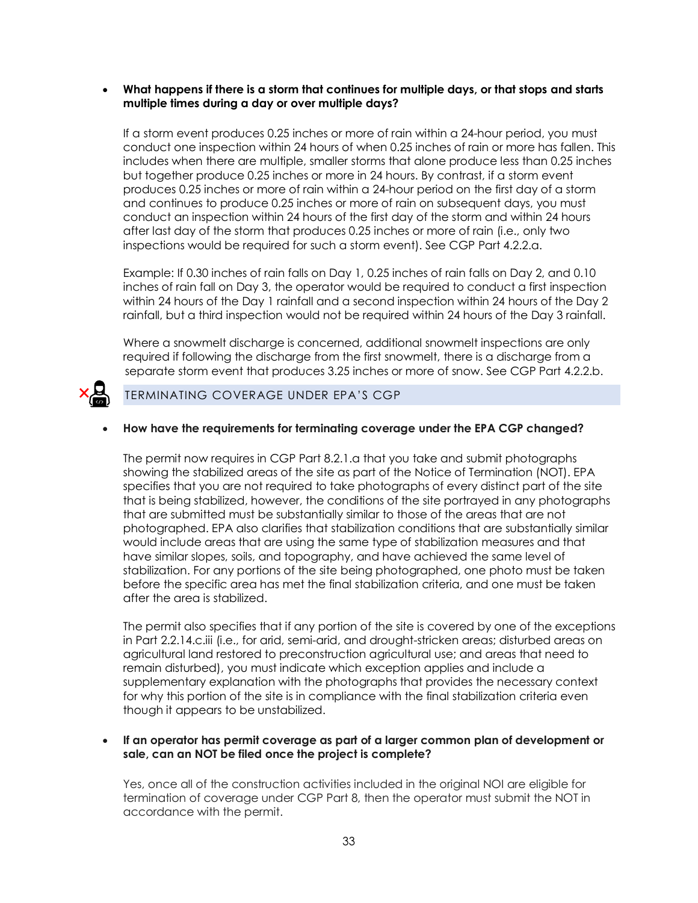- **What happens if there is a storm that continues for multiple days, or that stops and starts multiple times during a day or over multiple days?**

  If a storm event produces 0.25 inches or more of rain within a 24-hour period, you must conduct one inspection within 24 hours of when 0.25 inches of rain or more has fallen. This includes when there are multiple, smaller storms that alone produce less than 0.25 inches but together produce 0.25 inches or more in 24 hours. By contrast, if a storm event produces 0.25 inches or more of rain within a 24-hour period on the first day of a storm and continues to produce 0.25 inches or more of rain on subsequent days, you must conduct an inspection within 24 hours of the first day of the storm and within 24 hours after last day of the storm that produces 0.25 inches or more of rain (i.e., only two inspections would be required for such a storm event). See CGP Part 4.2.2.a.

  Example: If 0.30 inches of rain falls on Day 1, 0.25 inches of rain falls on Day 2, and 0.10 inches of rain fall on Day 3, the operator would be required to conduct a first inspection within 24 hours of the Day 1 rainfall and a second inspection within 24 hours of the Day 2 rainfall, but a third inspection would not be required within 24 hours of the Day 3 rainfall.

  Where a snowmelt discharge is concerned, additional snowmelt inspections are only required if following the discharge from the first snowmelt, there is a discharge from a separate storm event that produces 3.25 inches or more of snow. See CGP Part 4.2.2.b.

## TERMINATING COVERAGE UNDER EPA'S CGP

- **How have the requirements for terminating coverage under the EPA CGP changed?**

  The permit now requires in CGP Part 8.2.1.a that you take and submit photographs showing the stabilized areas of the site as part of the Notice of Termination (NOT). EPA specifies that you are not required to take photographs of every distinct part of the site that is being stabilized, however, the conditions of the site portrayed in any photographs that are submitted must be substantially similar to those of the areas that are not photographed. EPA also clarifies that stabilization conditions that are substantially similar would include areas that are using the same type of stabilization measures and that have similar slopes, soils, and topography, and have achieved the same level of stabilization. For any portions of the site being photographed, one photo must be taken before the specific area has met the final stabilization criteria, and one must be taken after the area is stabilized.

  The permit also specifies that if any portion of the site is covered by one of the exceptions in Part 2.2.14.c.iii (i.e., for arid, semi-arid, and drought-stricken areas; disturbed areas on agricultural land restored to preconstruction agricultural use; and areas that need to remain disturbed), you must indicate which exception applies and include a supplementary explanation with the photographs that provides the necessary context for why this portion of the site is in compliance with the final stabilization criteria even though it appears to be unstabilized.

- **If an operator has permit coverage as part of a larger common plan of development or sale, can an NOT be filed once the project is complete?**

  Yes, once all of the construction activities included in the original NOI are eligible for termination of coverage under CGP Part 8, then the operator must submit the NOT in accordance with the permit.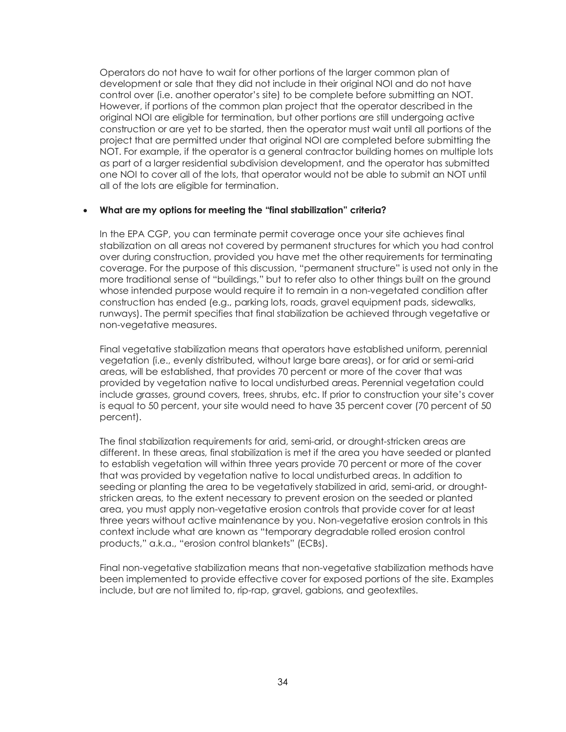Operators do not have to wait for other portions of the larger common plan of development or sale that they did not include in their original NOI and do not have control over (i.e. another operator's site) to be complete before submitting an NOT. However, if portions of the common plan project that the operator described in the original NOI are eligible for termination, but other portions are still undergoing active construction or are yet to be started, then the operator must wait until all portions of the project that are permitted under that original NOI are completed before submitting the NOT. For example, if the operator is a general contractor building homes on multiple lots as part of a larger residential subdivision development, and the operator has submitted one NOI to cover all of the lots, that operator would not be able to submit an NOT until all of the lots are eligible for termination.

- **What are my options for meeting the "final stabilization" criteria?**

  In the EPA CGP, you can terminate permit coverage once your site achieves final stabilization on all areas not covered by permanent structures for which you had control over during construction, provided you have met the other requirements for terminating coverage. For the purpose of this discussion, "permanent structure" is used not only in the more traditional sense of "buildings," but to refer also to other things built on the ground whose intended purpose would require it to remain in a non-vegetated condition after construction has ended (e.g., parking lots, roads, gravel equipment pads, sidewalks, runways). The permit specifies that final stabilization be achieved through vegetative or non-vegetative measures.

  Final vegetative stabilization means that operators have established uniform, perennial vegetation (i.e., evenly distributed, without large bare areas), or for arid or semi-arid areas, will be established, that provides 70 percent or more of the cover that was provided by vegetation native to local undisturbed areas. Perennial vegetation could include grasses, ground covers, trees, shrubs, etc. If prior to construction your site's cover is equal to 50 percent, your site would need to have 35 percent cover (70 percent of 50 percent).

  The final stabilization requirements for arid, semi-arid, or drought-stricken areas are different. In these areas, final stabilization is met if the area you have seeded or planted to establish vegetation will within three years provide 70 percent or more of the cover that was provided by vegetation native to local undisturbed areas. In addition to seeding or planting the area to be vegetatively stabilized in arid, semi-arid, or drought-stricken areas, to the extent necessary to prevent erosion on the seeded or planted area, you must apply non-vegetative erosion controls that provide cover for at least three years without active maintenance by you. Non-vegetative erosion controls in this context include what are known as "temporary degradable rolled erosion control products," a.k.a., "erosion control blankets" (ECBs).

  Final non-vegetative stabilization means that non-vegetative stabilization methods have been implemented to provide effective cover for exposed portions of the site. Examples include, but are not limited to, rip-rap, gravel, gabions, and geotextiles.